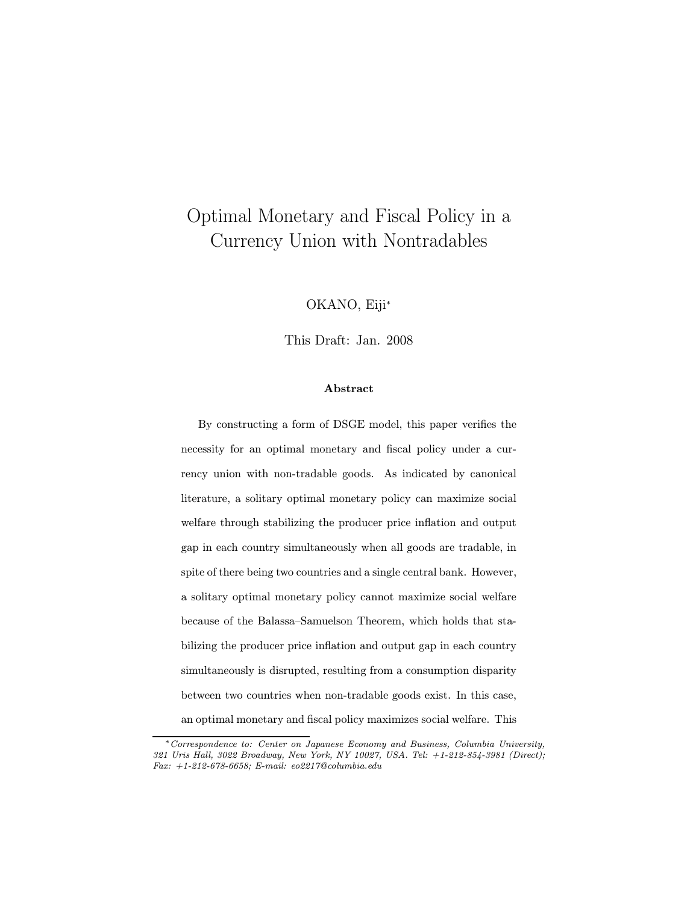# Optimal Monetary and Fiscal Policy in a Currency Union with Nontradables

OKANO, Eiji*

This Draft: Jan. 2008

### Abstract

By constructing a form of DSGE model, this paper verifies the necessity for an optimal monetary and fiscal policy under a currency union with non-tradable goods. As indicated by canonical literature, a solitary optimal monetary policy can maximize social welfare through stabilizing the producer price inflation and output gap in each country simultaneously when all goods are tradable, in spite of there being two countries and a single central bank. However, a solitary optimal monetary policy cannot maximize social welfare because of the Balassa–Samuelson Theorem, which holds that stabilizing the producer price inflation and output gap in each country simultaneously is disrupted, resulting from a consumption disparity between two countries when non-tradable goods exist. In this case, an optimal monetary and fiscal policy maximizes social welfare. This

---

*Correspondence to: Center on Japanese Economy and Business, Columbia University, 321 Uris Hall, 3022 Broadway, New York, NY 10027, USA. Tel: +1-212-854-3981 (Direct); Fax: +1-212-678-6658; E-mail: eo2217@columbia.edu*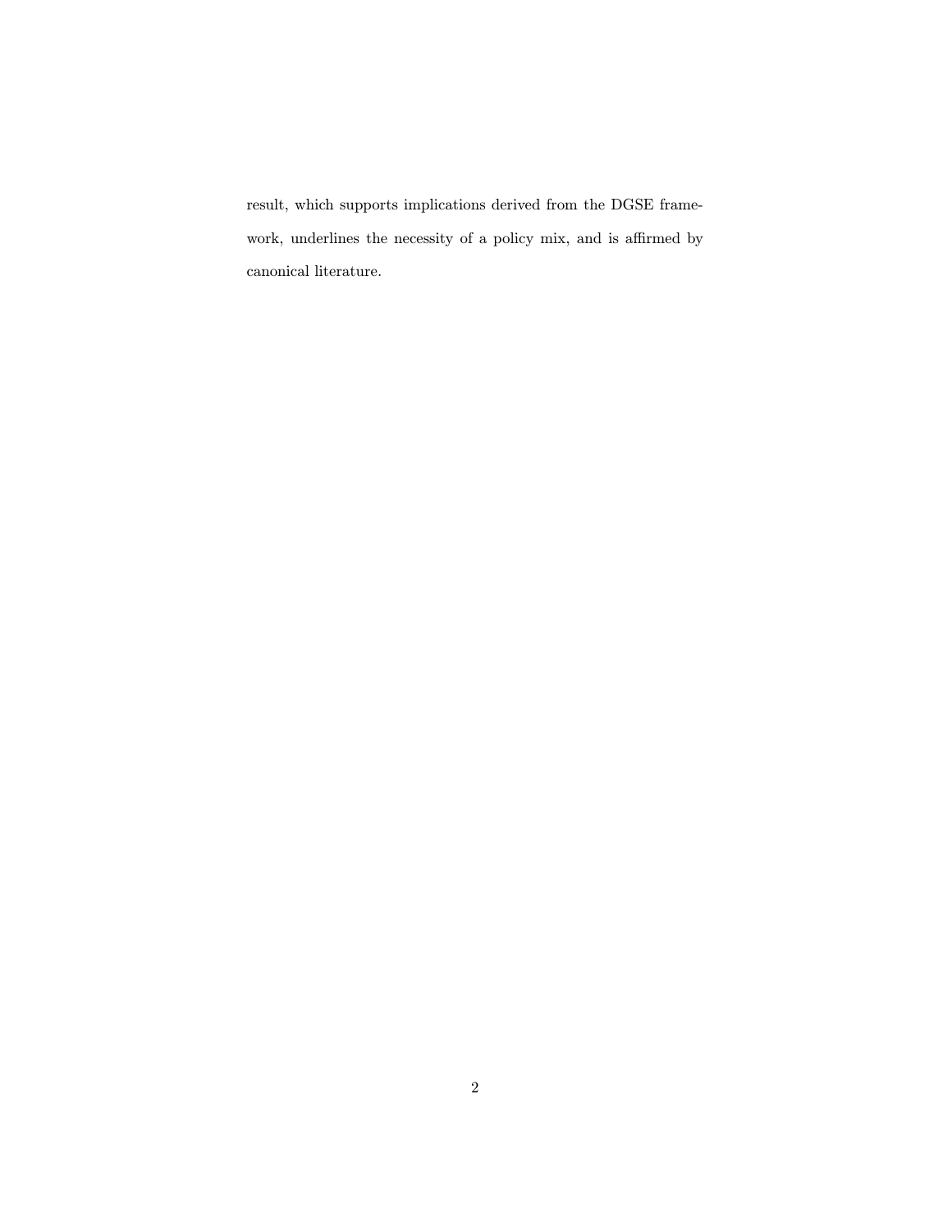result, which supports implications derived from the DGSE framework, underlines the necessity of a policy mix, and is affirmed by canonical literature.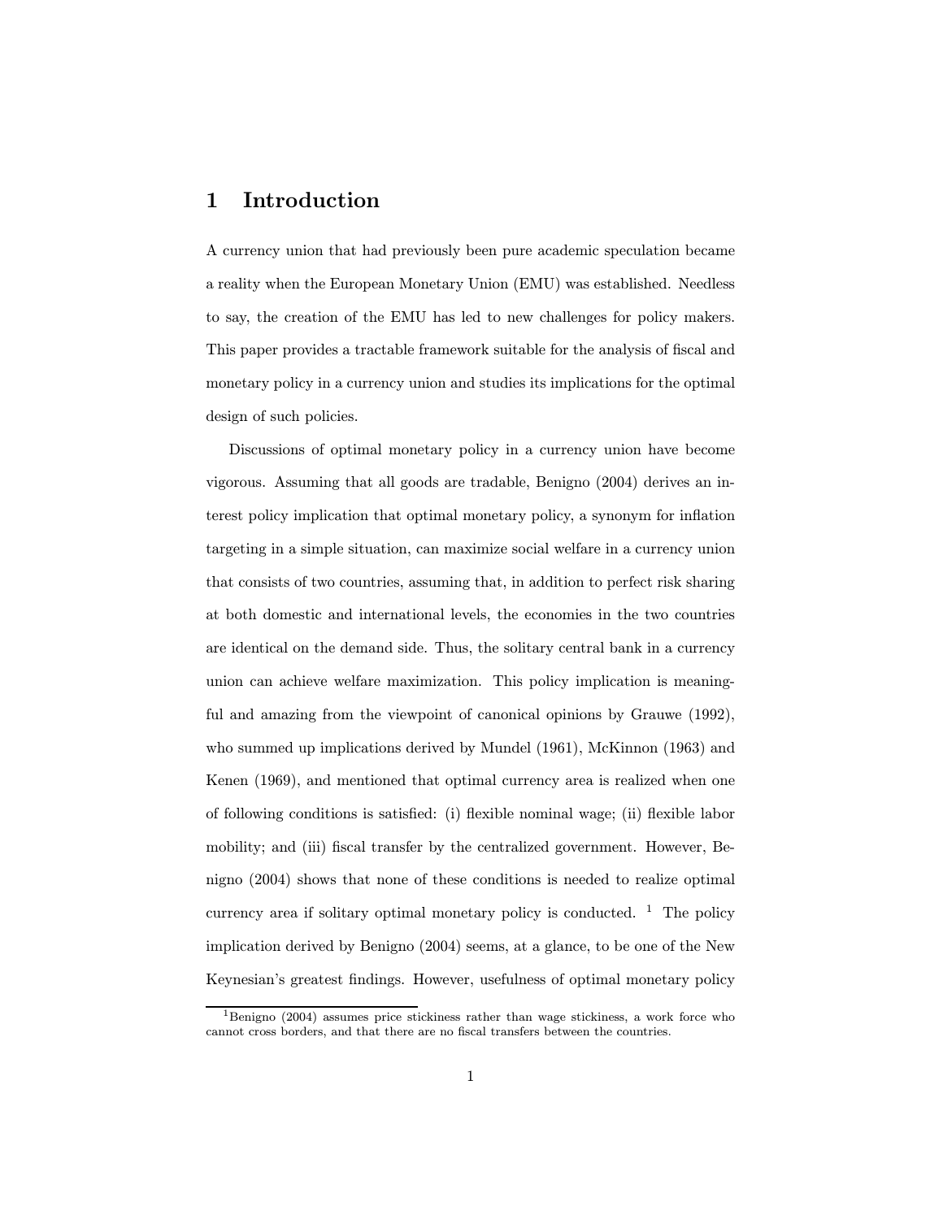# 1 Introduction

A currency union that had previously been pure academic speculation became a reality when the European Monetary Union (EMU) was established. Needless to say, the creation of the EMU has led to new challenges for policy makers. This paper provides a tractable framework suitable for the analysis of fiscal and monetary policy in a currency union and studies its implications for the optimal design of such policies.

Discussions of optimal monetary policy in a currency union have become vigorous. Assuming that all goods are tradable, Benigno (2004) derives an interest policy implication that optimal monetary policy, a synonym for inflation targeting in a simple situation, can maximize social welfare in a currency union that consists of two countries, assuming that, in addition to perfect risk sharing at both domestic and international levels, the economies in the two countries are identical on the demand side. Thus, the solitary central bank in a currency union can achieve welfare maximization. This policy implication is meaningful and amazing from the viewpoint of canonical opinions by Grauwe (1992), who summed up implications derived by Mundel (1961), McKinnon (1963) and Kenen (1969), and mentioned that optimal currency area is realized when one of following conditions is satisfied: (i) flexible nominal wage; (ii) flexible labor mobility; and (iii) fiscal transfer by the centralized government. However, Benigno (2004) shows that none of these conditions is needed to realize optimal currency area if solitary optimal monetary policy is conducted. [1] The policy implication derived by Benigno (2004) seems, at a glance, to be one of the New Keynesian's greatest findings. However, usefulness of optimal monetary policy

[1] Benigno (2004) assumes price stickiness rather than wage stickiness, a work force who cannot cross borders, and that there are no fiscal transfers between the countries.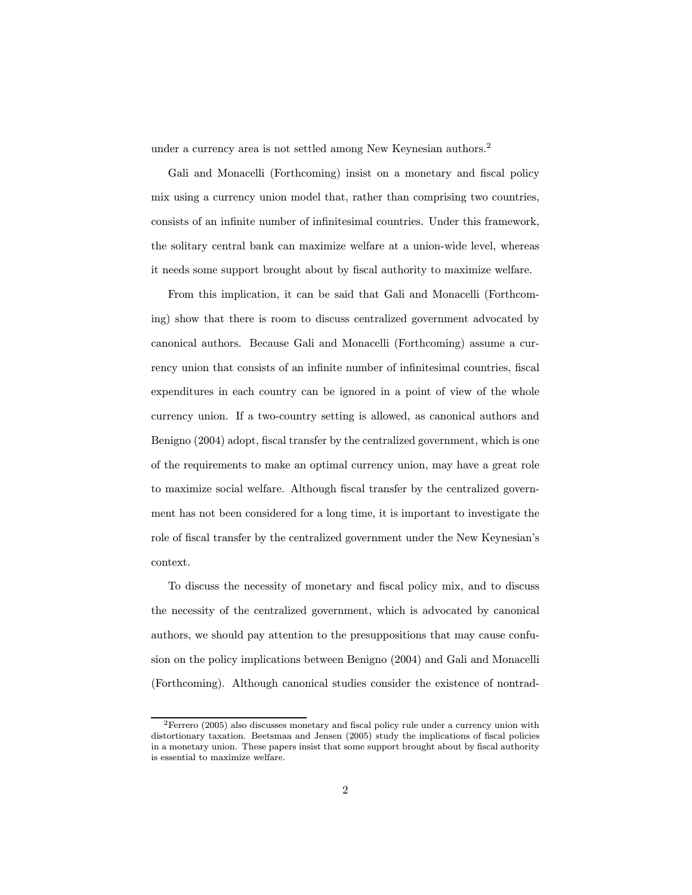under a currency area is not settled among New Keynesian authors.[2]

Gali and Monacelli (Forthcoming) insist on a monetary and fiscal policy mix using a currency union model that, rather than comprising two countries, consists of an infinite number of infinitesimal countries. Under this framework, the solitary central bank can maximize welfare at a union-wide level, whereas it needs some support brought about by fiscal authority to maximize welfare.

From this implication, it can be said that Gali and Monacelli (Forthcoming) show that there is room to discuss centralized government advocated by canonical authors. Because Gali and Monacelli (Forthcoming) assume a currency union that consists of an infinite number of infinitesimal countries, fiscal expenditures in each country can be ignored in a point of view of the whole currency union. If a two-country setting is allowed, as canonical authors and Benigno (2004) adopt, fiscal transfer by the centralized government, which is one of the requirements to make an optimal currency union, may have a great role to maximize social welfare. Although fiscal transfer by the centralized government has not been considered for a long time, it is important to investigate the role of fiscal transfer by the centralized government under the New Keynesian's context.

To discuss the necessity of monetary and fiscal policy mix, and to discuss the necessity of the centralized government, which is advocated by canonical authors, we should pay attention to the presuppositions that may cause confusion on the policy implications between Benigno (2004) and Gali and Monacelli (Forthcoming). Although canonical studies consider the existence of nontrad-

[2] Ferrero (2005) also discusses monetary and fiscal policy rule under a currency union with distortionary taxation. Beetsmaa and Jensen (2005) study the implications of fiscal policies in a monetary union. These papers insist that some support brought about by fiscal authority is essential to maximize welfare.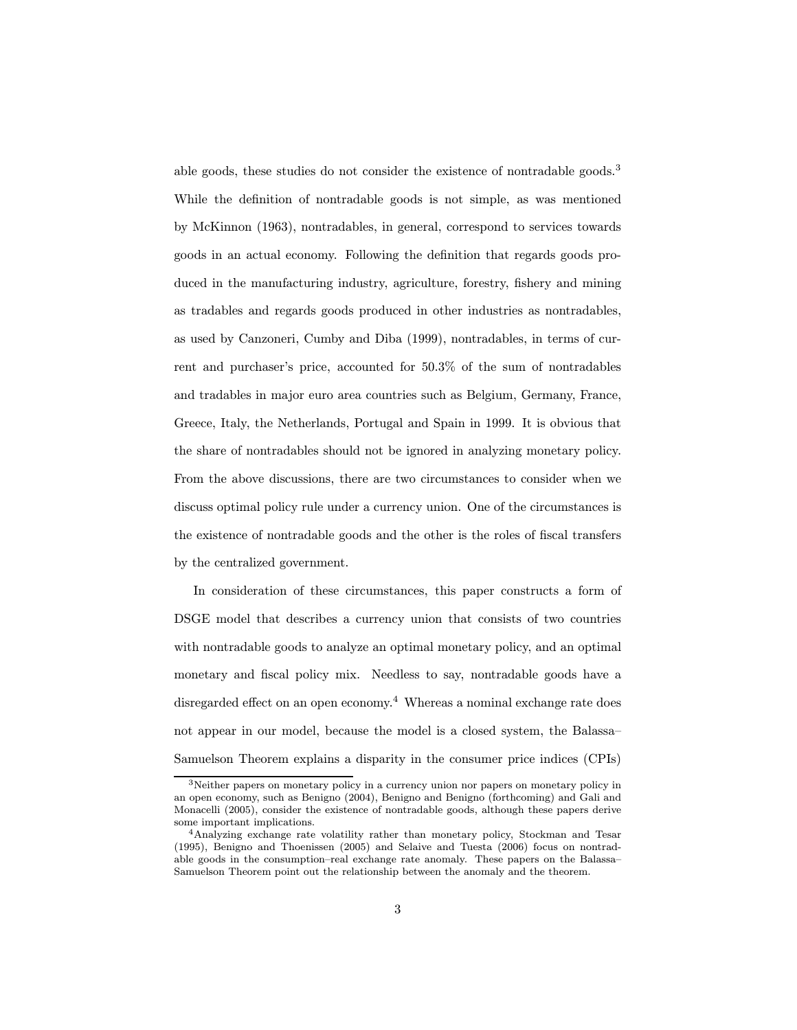able goods, these studies do not consider the existence of nontradable goods.[3] While the definition of nontradable goods is not simple, as was mentioned by McKinnon (1963), nontradables, in general, correspond to services towards goods in an actual economy. Following the definition that regards goods produced in the manufacturing industry, agriculture, forestry, fishery and mining as tradables and regards goods produced in other industries as nontradables, as used by Canzoneri, Cumby and Diba (1999), nontradables, in terms of current and purchaser's price, accounted for 50.3% of the sum of nontradables and tradables in major euro area countries such as Belgium, Germany, France, Greece, Italy, the Netherlands, Portugal and Spain in 1999. It is obvious that the share of nontradables should not be ignored in analyzing monetary policy. From the above discussions, there are two circumstances to consider when we discuss optimal policy rule under a currency union. One of the circumstances is the existence of nontradable goods and the other is the roles of fiscal transfers by the centralized government.

In consideration of these circumstances, this paper constructs a form of DSGE model that describes a currency union that consists of two countries with nontradable goods to analyze an optimal monetary policy, and an optimal monetary and fiscal policy mix. Needless to say, nontradable goods have a disregarded effect on an open economy.[4] Whereas a nominal exchange rate does not appear in our model, because the model is a closed system, the Balassa–Samuelson Theorem explains a disparity in the consumer price indices (CPIs)

[3] Neither papers on monetary policy in a currency union nor papers on monetary policy in an open economy, such as Benigno (2004), Benigno and Benigno (forthcoming) and Gali and Monacelli (2005), consider the existence of nontradable goods, although these papers derive some important implications.

[4] Analyzing exchange rate volatility rather than monetary policy, Stockman and Tesar (1995), Benigno and Thoenissen (2005) and Selaive and Tuesta (2006) focus on nontradable goods in the consumption–real exchange rate anomaly. These papers on the Balassa–Samuelson Theorem point out the relationship between the anomaly and the theorem.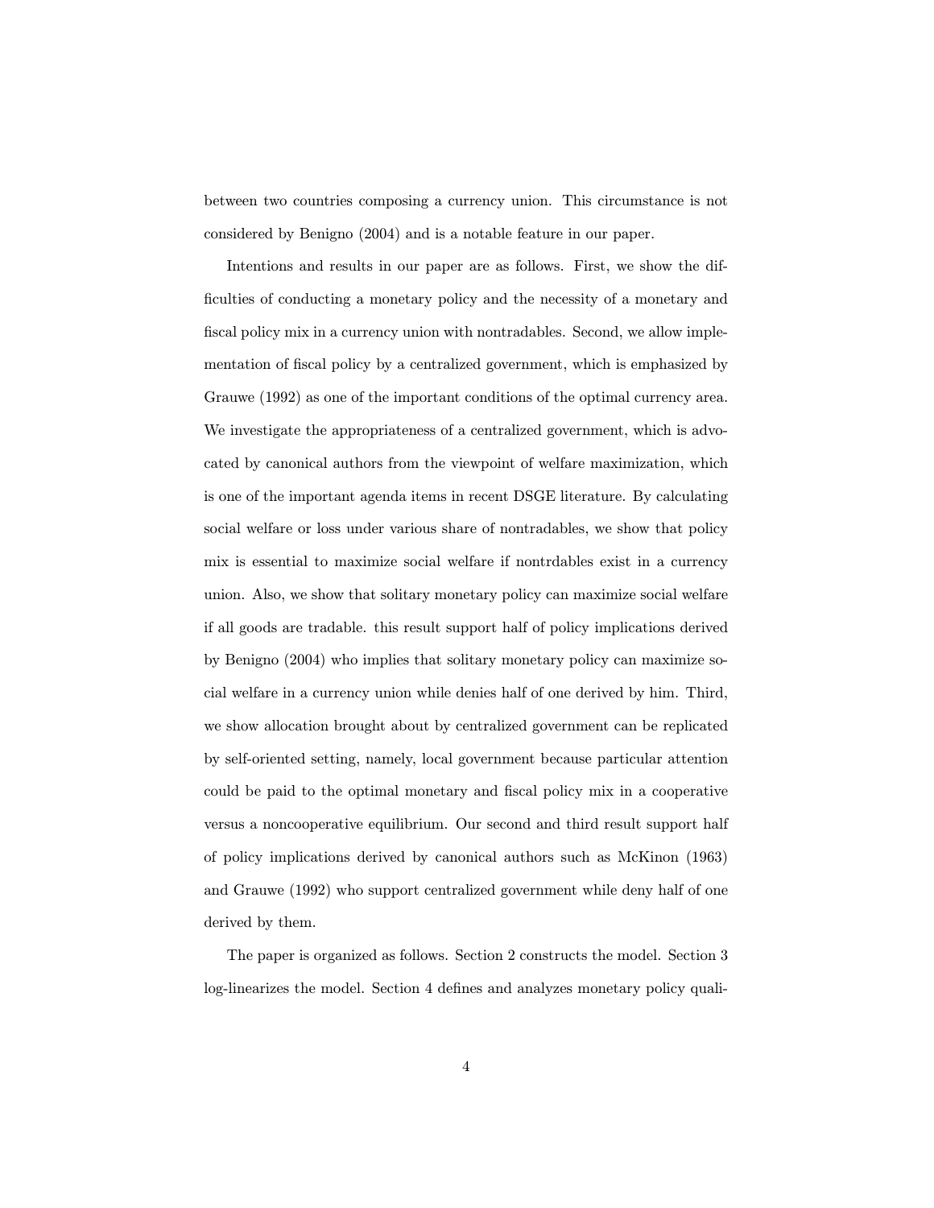between two countries composing a currency union. This circumstance is not considered by Benigno (2004) and is a notable feature in our paper.

Intentions and results in our paper are as follows. First, we show the difficulties of conducting a monetary policy and the necessity of a monetary and fiscal policy mix in a currency union with nontradables. Second, we allow implementation of fiscal policy by a centralized government, which is emphasized by Grauwe (1992) as one of the important conditions of the optimal currency area. We investigate the appropriateness of a centralized government, which is advocated by canonical authors from the viewpoint of welfare maximization, which is one of the important agenda items in recent DSGE literature. By calculating social welfare or loss under various share of nontradables, we show that policy mix is essential to maximize social welfare if nontrdables exist in a currency union. Also, we show that solitary monetary policy can maximize social welfare if all goods are tradable. this result support half of policy implications derived by Benigno (2004) who implies that solitary monetary policy can maximize social welfare in a currency union while denies half of one derived by him. Third, we show allocation brought about by centralized government can be replicated by self-oriented setting, namely, local government because particular attention could be paid to the optimal monetary and fiscal policy mix in a cooperative versus a noncooperative equilibrium. Our second and third result support half of policy implications derived by canonical authors such as McKinon (1963) and Grauwe (1992) who support centralized government while deny half of one derived by them.

The paper is organized as follows. Section 2 constructs the model. Section 3 log-linearizes the model. Section 4 defines and analyzes monetary policy quali-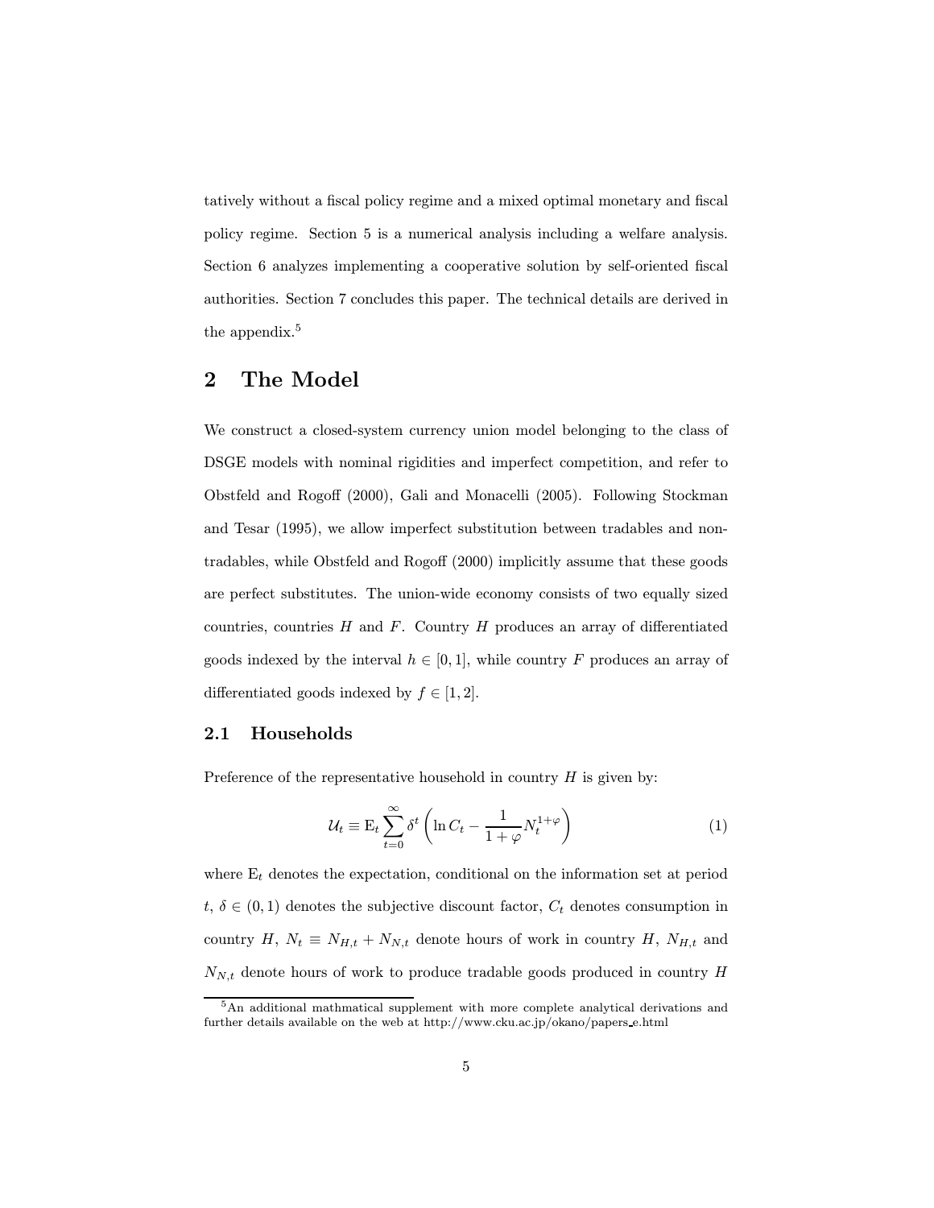tatively without a fiscal policy regime and a mixed optimal monetary and fiscal policy regime. Section 5 is a numerical analysis including a welfare analysis. Section 6 analyzes implementing a cooperative solution by self-oriented fiscal authorities. Section 7 concludes this paper. The technical details are derived in the appendix.[5]

# 2 The Model

We construct a closed-system currency union model belonging to the class of DSGE models with nominal rigidities and imperfect competition, and refer to Obstfeld and Rogoff (2000), Gali and Monacelli (2005). Following Stockman and Tesar (1995), we allow imperfect substitution between tradables and non-tradables, while Obstfeld and Rogoff (2000) implicitly assume that these goods are perfect substitutes. The union-wide economy consists of two equally sized countries, countries $H$ and $F$. Country $H$ produces an array of differentiated goods indexed by the interval $h \in [0, 1]$, while country $F$ produces an array of differentiated goods indexed by $f \in [1, 2]$.

## 2.1 Households

Preference of the representative household in country $H$ is given by:

$$\mathcal{U}_t \equiv \mathrm{E}_t \sum_{t=0}^{\infty} \delta^t \left( \ln C_t - \frac{1}{1+\varphi} N_t^{1+\varphi} \right) \tag{1}$$

where $\mathrm{E}_t$ denotes the expectation, conditional on the information set at period $t$, $\delta \in (0, 1)$ denotes the subjective discount factor, $C_t$ denotes consumption in country $H$, $N_t \equiv N_{H,t} + N_{N,t}$ denote hours of work in country $H$, $N_{H,t}$ and $N_{N,t}$ denote hours of work to produce tradable goods produced in country $H$

[5] An additional mathmatical supplement with more complete analytical derivations and further details available on the web at http://www.cku.ac.jp/okano/papers_e.html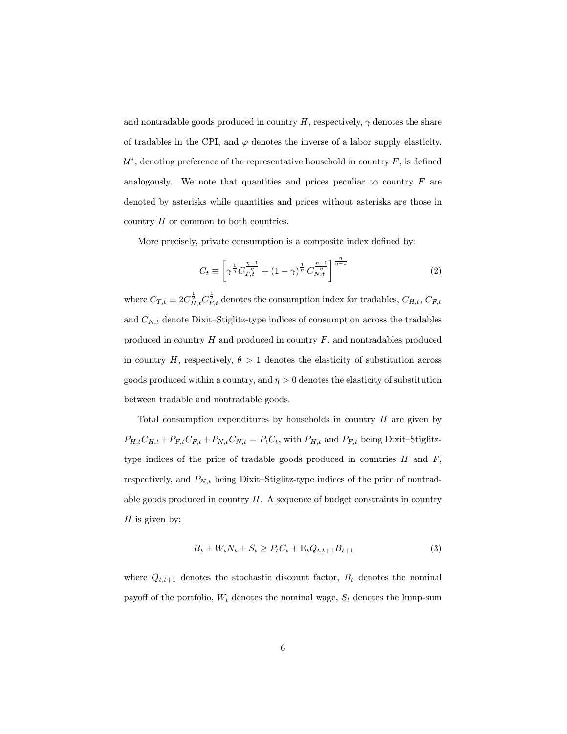and nontradable goods produced in country $H$, respectively, $\gamma$ denotes the share of tradables in the CPI, and $\varphi$ denotes the inverse of a labor supply elasticity. $\mathcal{U}^*$, denoting preference of the representative household in country $F$, is defined analogously. We note that quantities and prices peculiar to country $F$ are denoted by asterisks while quantities and prices without asterisks are those in country $H$ or common to both countries.

More precisely, private consumption is a composite index defined by:

$$C_t \equiv \left[ \gamma^{\frac{1}{\eta}} C_{T,t}^{\frac{\eta-1}{\eta}} + (1-\gamma)^{\frac{1}{\eta}} C_{N,t}^{\frac{\eta-1}{\eta}} \right]^{\frac{\eta}{\eta-1}} \tag{2}$$

where $C_{T,t} \equiv 2C_{H,t}^{\frac{1}{2}} C_{F,t}^{\frac{1}{2}}$ denotes the consumption index for tradables, $C_{H,t}$, $C_{F,t}$ and $C_{N,t}$ denote Dixit–Stiglitz-type indices of consumption across the tradables produced in country $H$ and produced in country $F$, and nontradables produced in country $H$, respectively, $\theta > 1$ denotes the elasticity of substitution across goods produced within a country, and $\eta > 0$ denotes the elasticity of substitution between tradable and nontradable goods.

Total consumption expenditures by households in country $H$ are given by $P_{H,t}C_{H,t} + P_{F,t}C_{F,t} + P_{N,t}C_{N,t} = P_tC_t$, with $P_{H,t}$ and $P_{F,t}$ being Dixit–Stiglitz-type indices of the price of tradable goods produced in countries $H$ and $F$, respectively, and $P_{N,t}$ being Dixit–Stiglitz-type indices of the price of nontradable goods produced in country $H$. A sequence of budget constraints in country $H$ is given by:

$$B_t + W_tN_t + S_t \geq P_tC_t + \mathrm{E}_t Q_{t,t+1} B_{t+1} \tag{3}$$

where $Q_{t,t+1}$ denotes the stochastic discount factor, $B_t$ denotes the nominal payoff of the portfolio, $W_t$ denotes the nominal wage, $S_t$ denotes the lump-sum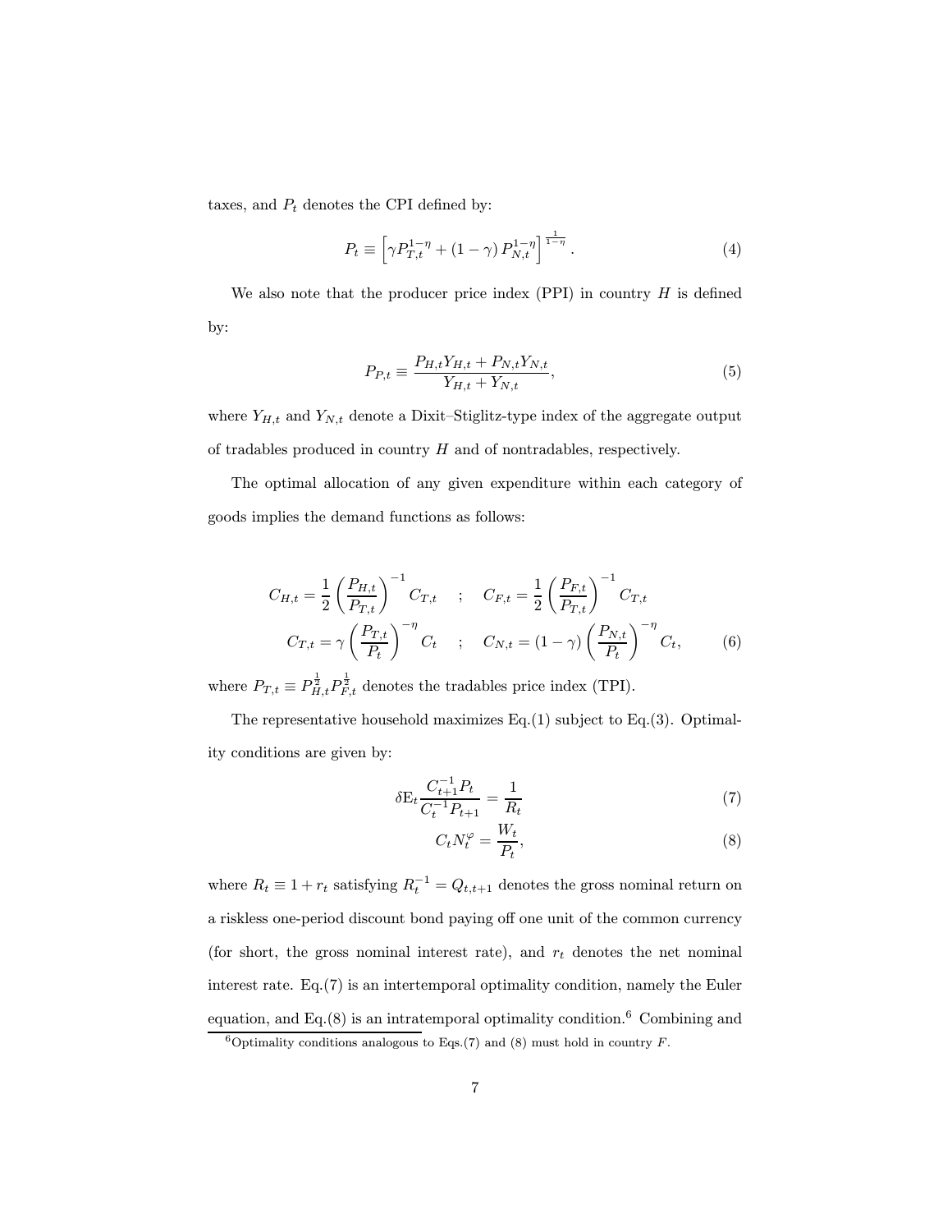taxes, and $P_t$ denotes the CPI defined by:

$$P_t \equiv \left[ \gamma P_{T,t}^{1-\eta} + (1-\gamma) P_{N,t}^{1-\eta} \right]^{\frac{1}{1-\eta}}. \tag{4}$$

We also note that the producer price index (PPI) in country $H$ is defined by:

$$P_{P,t} \equiv \frac{P_{H,t} Y_{H,t} + P_{N,t} Y_{N,t}}{Y_{H,t} + Y_{N,t}}, \tag{5}$$

where $Y_{H,t}$ and $Y_{N,t}$ denote a Dixit–Stiglitz-type index of the aggregate output of tradables produced in country $H$ and of nontradables, respectively.

The optimal allocation of any given expenditure within each category of goods implies the demand functions as follows:

$$\begin{aligned} C_{H,t} = \frac{1}{2} \left( \frac{P_{H,t}}{P_{T,t}} \right)^{-1} C_{T,t} \quad &; \quad C_{F,t} = \frac{1}{2} \left( \frac{P_{F,t}}{P_{T,t}} \right)^{-1} C_{T,t} \\ C_{T,t} = \gamma \left( \frac{P_{T,t}}{P_t} \right)^{-\eta} C_t \quad &; \quad C_{N,t} = (1-\gamma) \left( \frac{P_{N,t}}{P_t} \right)^{-\eta} C_t, \end{aligned} \tag{6}$$

where $P_{T,t} \equiv P_{H,t}^{\frac{1}{2}} P_{F,t}^{\frac{1}{2}}$ denotes the tradables price index (TPI).

The representative household maximizes Eq.(1) subject to Eq.(3). Optimality conditions are given by:

$$\delta \mathrm{E}_t \frac{C_{t+1}^{-1} P_t}{C_t^{-1} P_{t+1}} = \frac{1}{R_t} \tag{7}$$

$$C_t N_t^{\varphi} = \frac{W_t}{P_t}, \tag{8}$$

where $R_t \equiv 1 + r_t$ satisfying $R_t^{-1} = Q_{t,t+1}$ denotes the gross nominal return on a riskless one-period discount bond paying off one unit of the common currency (for short, the gross nominal interest rate), and $r_t$ denotes the net nominal interest rate. Eq.(7) is an intertemporal optimality condition, namely the Euler equation, and Eq.(8) is an intratemporal optimality condition.[6] Combining and

[6] Optimality conditions analogous to Eqs.(7) and (8) must hold in country $F$.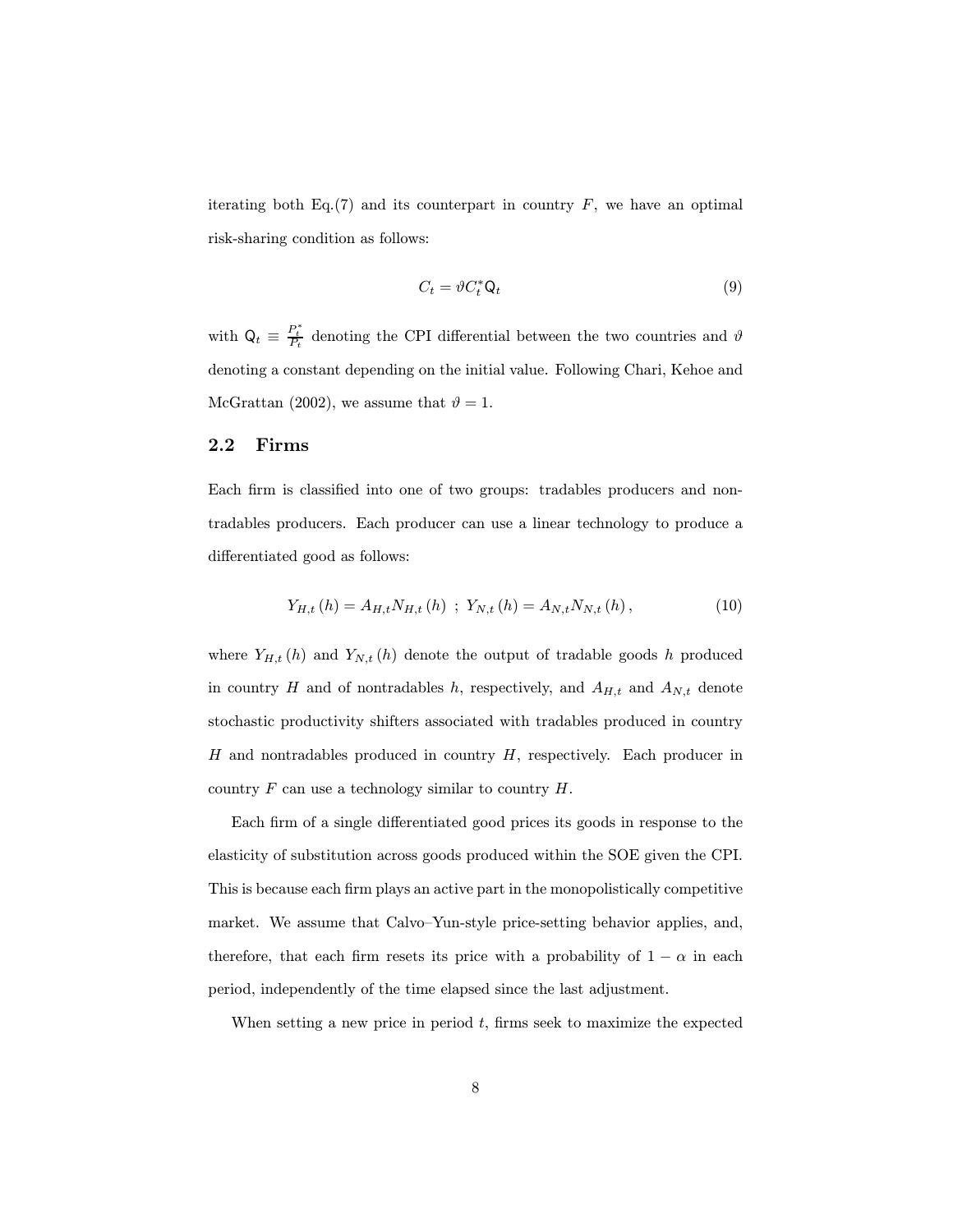iterating both Eq.(7) and its counterpart in country $F$, we have an optimal risk-sharing condition as follows:

$$C_t = \vartheta C_t^* \mathsf{Q}_t \tag{9}$$

with $\mathsf{Q}_t \equiv \frac{P_t^*}{P_t}$ denoting the CPI differential between the two countries and $\vartheta$ denoting a constant depending on the initial value. Following Chari, Kehoe and McGrattan (2002), we assume that $\vartheta = 1$.

## 2.2 Firms

Each firm is classified into one of two groups: tradables producers and nontradables producers. Each producer can use a linear technology to produce a differentiated good as follows:

$$Y_{H,t}(h) = A_{H,t} N_{H,t}(h) \ ; \ Y_{N,t}(h) = A_{N,t} N_{N,t}(h), \tag{10}$$

where $Y_{H,t}(h)$ and $Y_{N,t}(h)$ denote the output of tradable goods $h$ produced in country $H$ and of nontradables $h$, respectively, and $A_{H,t}$ and $A_{N,t}$ denote stochastic productivity shifters associated with tradables produced in country $H$ and nontradables produced in country $H$, respectively. Each producer in country $F$ can use a technology similar to country $H$.

Each firm of a single differentiated good prices its goods in response to the elasticity of substitution across goods produced within the SOE given the CPI. This is because each firm plays an active part in the monopolistically competitive market. We assume that Calvo–Yun-style price-setting behavior applies, and, therefore, that each firm resets its price with a probability of $1 - \alpha$ in each period, independently of the time elapsed since the last adjustment.

When setting a new price in period $t$, firms seek to maximize the expected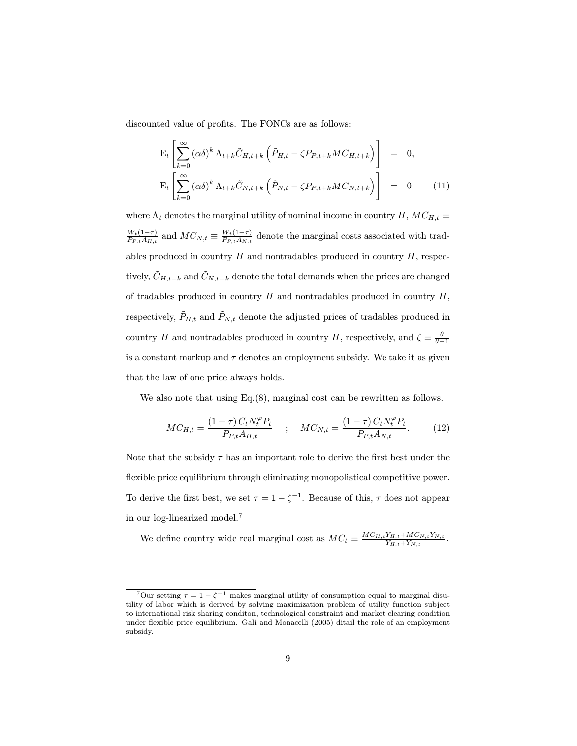discounted value of profits. The FONCs are as follows:

$$
\begin{aligned}
\mathrm{E}_t\left[\sum_{k=0}^{\infty}(\alpha\delta)^k \Lambda_{t+k}\tilde{C}_{H,t+k}\left(\tilde{P}_{H,t}-\zeta P_{P,t+k}MC_{H,t+k}\right)\right] &= 0, \\
\mathrm{E}_t\left[\sum_{k=0}^{\infty}(\alpha\delta)^k \Lambda_{t+k}\tilde{C}_{N,t+k}\left(\tilde{P}_{N,t}-\zeta P_{P,t+k}MC_{N,t+k}\right)\right] &= 0 \qquad (11)
\end{aligned}
$$

where $\Lambda_t$ denotes the marginal utility of nominal income in country $H$, $MC_{H,t} \equiv \frac{W_t(1-\tau)}{P_{P,t}A_{H,t}}$ and $MC_{N,t} \equiv \frac{W_t(1-\tau)}{P_{P,t}A_{N,t}}$ denote the marginal costs associated with tradables produced in country $H$ and nontradables produced in country $H$, respectively, $\tilde{C}_{H,t+k}$ and $\tilde{C}_{N,t+k}$ denote the total demands when the prices are changed of tradables produced in country $H$ and nontradables produced in country $H$, respectively, $\tilde{P}_{H,t}$ and $\tilde{P}_{N,t}$ denote the adjusted prices of tradables produced in country $H$ and nontradables produced in country $H$, respectively, and $\zeta \equiv \frac{\theta}{\theta-1}$ is a constant markup and $\tau$ denotes an employment subsidy. We take it as given that the law of one price always holds.

We also note that using Eq.(8), marginal cost can be rewritten as follows.

$$
MC_{H,t} = \frac{(1-\tau)\,C_t N_t^{\varphi} P_t}{P_{P,t}A_{H,t}} \quad ; \quad MC_{N,t} = \frac{(1-\tau)\,C_t N_t^{\varphi} P_t}{P_{P,t}A_{N,t}}. \qquad (12)
$$

Note that the subsidy $\tau$ has an important role to derive the first best under the flexible price equilibrium through eliminating monopolistical competitive power. To derive the first best, we set $\tau = 1-\zeta^{-1}$. Because of this, $\tau$ does not appear in our log-linearized model.[7]

We define country wide real marginal cost as $MC_t \equiv \frac{MC_{H,t}Y_{H,t}+MC_{N,t}Y_{N,t}}{Y_{H,t}+Y_{N,t}}$.

[7]Our setting $\tau = 1-\zeta^{-1}$ makes marginal utility of consumption equal to marginal disutility of labor which is derived by solving maximization problem of utility function subject to international risk sharing conditon, technological constraint and market clearing condition under flexible price equilibrium. Gali and Monacelli (2005) ditail the role of an employment subsidy.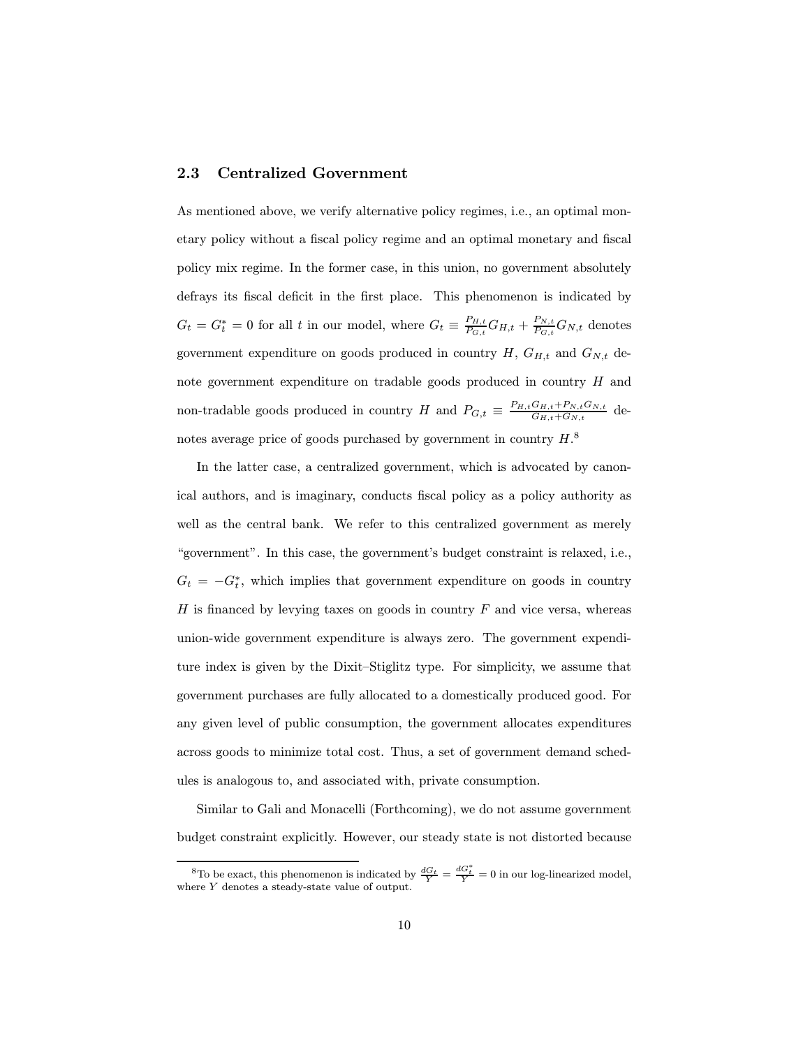### 2.3 Centralized Government

As mentioned above, we verify alternative policy regimes, i.e., an optimal monetary policy without a fiscal policy regime and an optimal monetary and fiscal policy mix regime. In the former case, in this union, no government absolutely defrays its fiscal deficit in the first place. This phenomenon is indicated by $G_t = G_t^* = 0$ for all $t$ in our model, where $G_t \equiv \frac{P_{H,t}}{P_{G,t}} G_{H,t} + \frac{P_{N,t}}{P_{G,t}} G_{N,t}$ denotes government expenditure on goods produced in country $H$, $G_{H,t}$ and $G_{N,t}$ denote government expenditure on tradable goods produced in country $H$ and non-tradable goods produced in country $H$ and $P_{G,t} \equiv \frac{P_{H,t} G_{H,t} + P_{N,t} G_{N,t}}{G_{H,t} + G_{N,t}}$ denotes average price of goods purchased by government in country $H$.[8]

In the latter case, a centralized government, which is advocated by canonical authors, and is imaginary, conducts fiscal policy as a policy authority as well as the central bank. We refer to this centralized government as merely "government". In this case, the government's budget constraint is relaxed, i.e., $G_t = -G_t^*$, which implies that government expenditure on goods in country $H$ is financed by levying taxes on goods in country $F$ and vice versa, whereas union-wide government expenditure is always zero. The government expenditure index is given by the Dixit–Stiglitz type. For simplicity, we assume that government purchases are fully allocated to a domestically produced good. For any given level of public consumption, the government allocates expenditures across goods to minimize total cost. Thus, a set of government demand schedules is analogous to, and associated with, private consumption.

Similar to Gali and Monacelli (Forthcoming), we do not assume government budget constraint explicitly. However, our steady state is not distorted because

[8] To be exact, this phenomenon is indicated by $\frac{dG_t}{Y} = \frac{dG_t^*}{Y} = 0$ in our log-linearized model, where $Y$ denotes a steady-state value of output.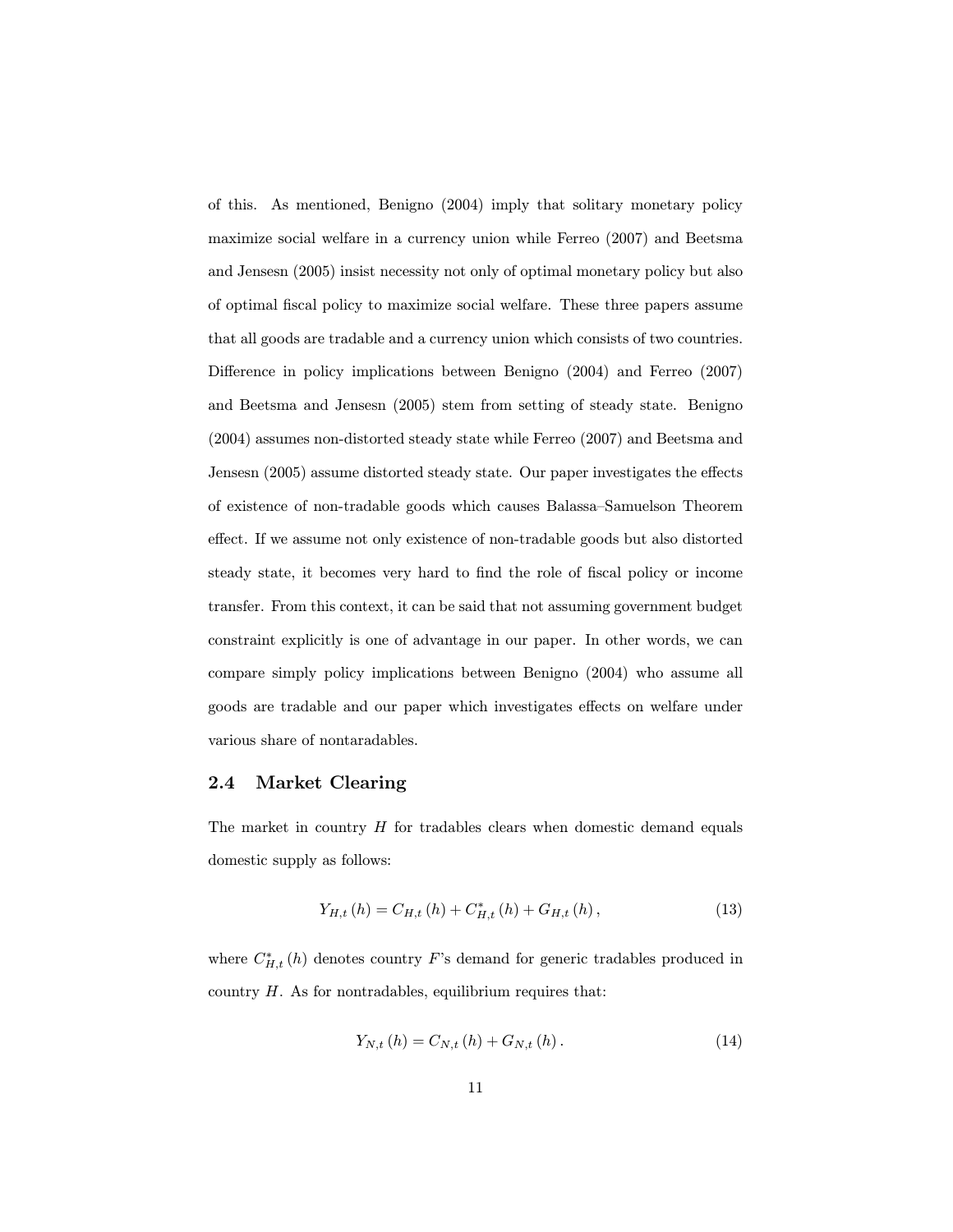of this. As mentioned, Benigno (2004) imply that solitary monetary policy maximize social welfare in a currency union while Ferreo (2007) and Beetsma and Jensesn (2005) insist necessity not only of optimal monetary policy but also of optimal fiscal policy to maximize social welfare. These three papers assume that all goods are tradable and a currency union which consists of two countries. Difference in policy implications between Benigno (2004) and Ferreo (2007) and Beetsma and Jensesn (2005) stem from setting of steady state. Benigno (2004) assumes non-distorted steady state while Ferreo (2007) and Beetsma and Jensesn (2005) assume distorted steady state. Our paper investigates the effects of existence of non-tradable goods which causes Balassa–Samuelson Theorem effect. If we assume not only existence of non-tradable goods but also distorted steady state, it becomes very hard to find the role of fiscal policy or income transfer. From this context, it can be said that not assuming government budget constraint explicitly is one of advantage in our paper. In other words, we can compare simply policy implications between Benigno (2004) who assume all goods are tradable and our paper which investigates effects on welfare under various share of nontaradables.

### 2.4 Market Clearing

The market in country $H$ for tradables clears when domestic demand equals domestic supply as follows:

$$Y_{H,t}(h) = C_{H,t}(h) + C^{*}_{H,t}(h) + G_{H,t}(h), \tag{13}$$

where $C^{*}_{H,t}(h)$ denotes country $F$'s demand for generic tradables produced in country $H$. As for nontradables, equilibrium requires that:

$$Y_{N,t}(h) = C_{N,t}(h) + G_{N,t}(h). \tag{14}$$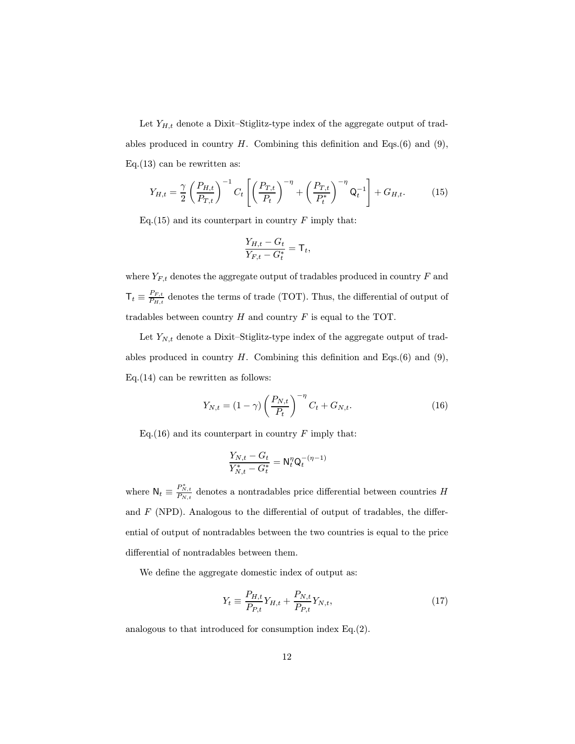Let $Y_{H,t}$ denote a Dixit–Stiglitz-type index of the aggregate output of tradables produced in country $H$. Combining this definition and Eqs.(6) and (9), Eq.(13) can be rewritten as:

$$Y_{H,t} = \frac{\gamma}{2}\left(\frac{P_{H,t}}{P_{T,t}}\right)^{-1} C_t \left[\left(\frac{P_{T,t}}{P_t}\right)^{-\eta} + \left(\frac{P_{T,t}}{P_t^*}\right)^{-\eta} \mathsf{Q}_t^{-1}\right] + G_{H,t}. \tag{15}$$

Eq.(15) and its counterpart in country $F$ imply that:

$$\frac{Y_{H,t} - G_t}{Y_{F,t} - G_t^*} = \mathsf{T}_t,$$

where $Y_{F,t}$ denotes the aggregate output of tradables produced in country $F$ and $\mathsf{T}_t \equiv \frac{P_{F,t}}{P_{H,t}}$ denotes the terms of trade (TOT). Thus, the differential of output of tradables between country $H$ and country $F$ is equal to the TOT.

Let $Y_{N,t}$ denote a Dixit–Stiglitz-type index of the aggregate output of tradables produced in country $H$. Combining this definition and Eqs.(6) and (9), Eq.(14) can be rewritten as follows:

$$Y_{N,t} = (1-\gamma)\left(\frac{P_{N,t}}{P_t}\right)^{-\eta} C_t + G_{N,t}. \tag{16}$$

Eq.(16) and its counterpart in country $F$ imply that:

$$\frac{Y_{N,t} - G_t}{Y_{N,t}^* - G_t^*} = \mathsf{N}_t^{\eta} \mathsf{Q}_t^{-(\eta-1)}$$

where $\mathsf{N}_t \equiv \frac{P_{N,t}^*}{P_{N,t}}$ denotes a nontradables price differential between countries $H$ and $F$ (NPD). Analogous to the differential of output of tradables, the differential of output of nontradables between the two countries is equal to the price differential of nontradables between them.

We define the aggregate domestic index of output as:

$$Y_t \equiv \frac{P_{H,t}}{P_{P,t}} Y_{H,t} + \frac{P_{N,t}}{P_{P,t}} Y_{N,t}, \tag{17}$$

analogous to that introduced for consumption index Eq.(2).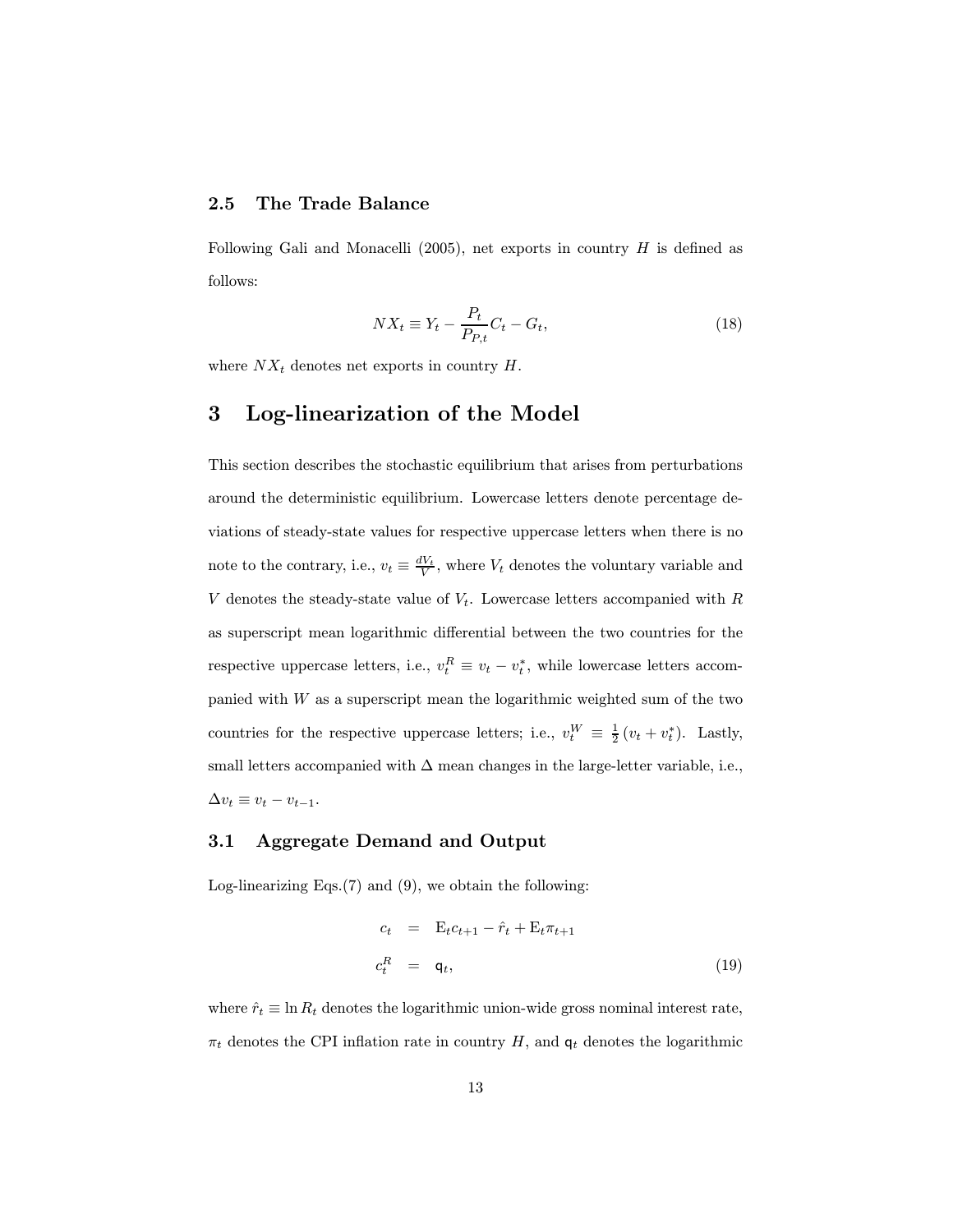### 2.5 The Trade Balance

Following Gali and Monacelli (2005), net exports in country $H$ is defined as follows:

$$NX_t \equiv Y_t - \frac{P_t}{P_{P,t}} C_t - G_t, \tag{18}$$

where $NX_t$ denotes net exports in country $H$.

# 3 Log-linearization of the Model

This section describes the stochastic equilibrium that arises from perturbations around the deterministic equilibrium. Lowercase letters denote percentage deviations of steady-state values for respective uppercase letters when there is no note to the contrary, i.e., $v_t \equiv \frac{dV_t}{V}$, where $V_t$ denotes the voluntary variable and $V$ denotes the steady-state value of $V_t$. Lowercase letters accompanied with $R$ as superscript mean logarithmic differential between the two countries for the respective uppercase letters, i.e., $v_t^R \equiv v_t - v_t^*$, while lowercase letters accompanied with $W$ as a superscript mean the logarithmic weighted sum of the two countries for the respective uppercase letters; i.e., $v_t^W \equiv \frac{1}{2}(v_t + v_t^*)$. Lastly, small letters accompanied with $\Delta$ mean changes in the large-letter variable, i.e., $\Delta v_t \equiv v_t - v_{t-1}$.

### 3.1 Aggregate Demand and Output

Log-linearizing Eqs.(7) and (9), we obtain the following:

$$\begin{aligned} c_t &= \mathrm{E}_t c_{t+1} - \hat{r}_t + \mathrm{E}_t \pi_{t+1} \\ c_t^R &= \mathsf{q}_t, \end{aligned} \tag{19}$$

where $\hat{r}_t \equiv \ln R_t$ denotes the logarithmic union-wide gross nominal interest rate, $\pi_t$ denotes the CPI inflation rate in country $H$, and $\mathsf{q}_t$ denotes the logarithmic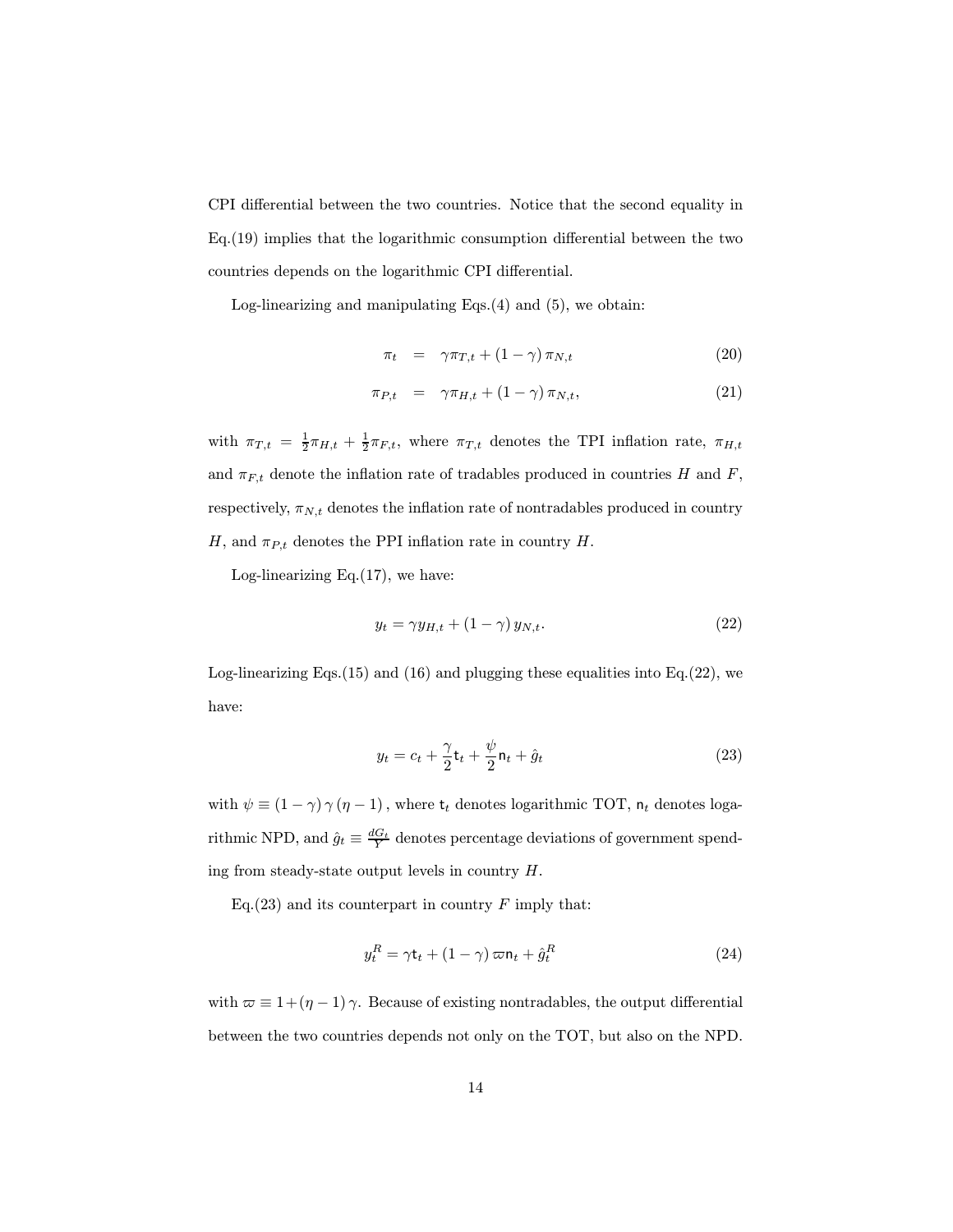CPI differential between the two countries. Notice that the second equality in Eq.(19) implies that the logarithmic consumption differential between the two countries depends on the logarithmic CPI differential.

Log-linearizing and manipulating Eqs.(4) and (5), we obtain:

$$\pi_t = \gamma \pi_{T,t} + (1-\gamma)\pi_{N,t} \tag{20}$$

$$\pi_{P,t} = \gamma \pi_{H,t} + (1-\gamma)\pi_{N,t}, \tag{21}$$

with $\pi_{T,t} = \frac{1}{2}\pi_{H,t} + \frac{1}{2}\pi_{F,t}$, where $\pi_{T,t}$ denotes the TPI inflation rate, $\pi_{H,t}$ and $\pi_{F,t}$ denote the inflation rate of tradables produced in countries $H$ and $F$, respectively, $\pi_{N,t}$ denotes the inflation rate of nontradables produced in country $H$, and $\pi_{P,t}$ denotes the PPI inflation rate in country $H$.

Log-linearizing Eq.(17), we have:

$$y_t = \gamma y_{H,t} + (1-\gamma) y_{N,t}. \tag{22}$$

Log-linearizing Eqs.(15) and (16) and plugging these equalities into Eq.(22), we have:

$$y_t = c_t + \frac{\gamma}{2}\mathsf{t}_t + \frac{\psi}{2}\mathsf{n}_t + \hat{g}_t \tag{23}$$

with $\psi \equiv (1-\gamma)\gamma(\eta-1)$, where $\mathsf{t}_t$ denotes logarithmic TOT, $\mathsf{n}_t$ denotes logarithmic NPD, and $\hat{g}_t \equiv \frac{dG_t}{Y}$ denotes percentage deviations of government spending from steady-state output levels in country $H$.

Eq.(23) and its counterpart in country $F$ imply that:

$$y_t^R = \gamma \mathsf{t}_t + (1-\gamma)\varpi \mathsf{n}_t + \hat{g}_t^R \tag{24}$$

with $\varpi \equiv 1 + (\eta-1)\gamma$. Because of existing nontradables, the output differential between the two countries depends not only on the TOT, but also on the NPD.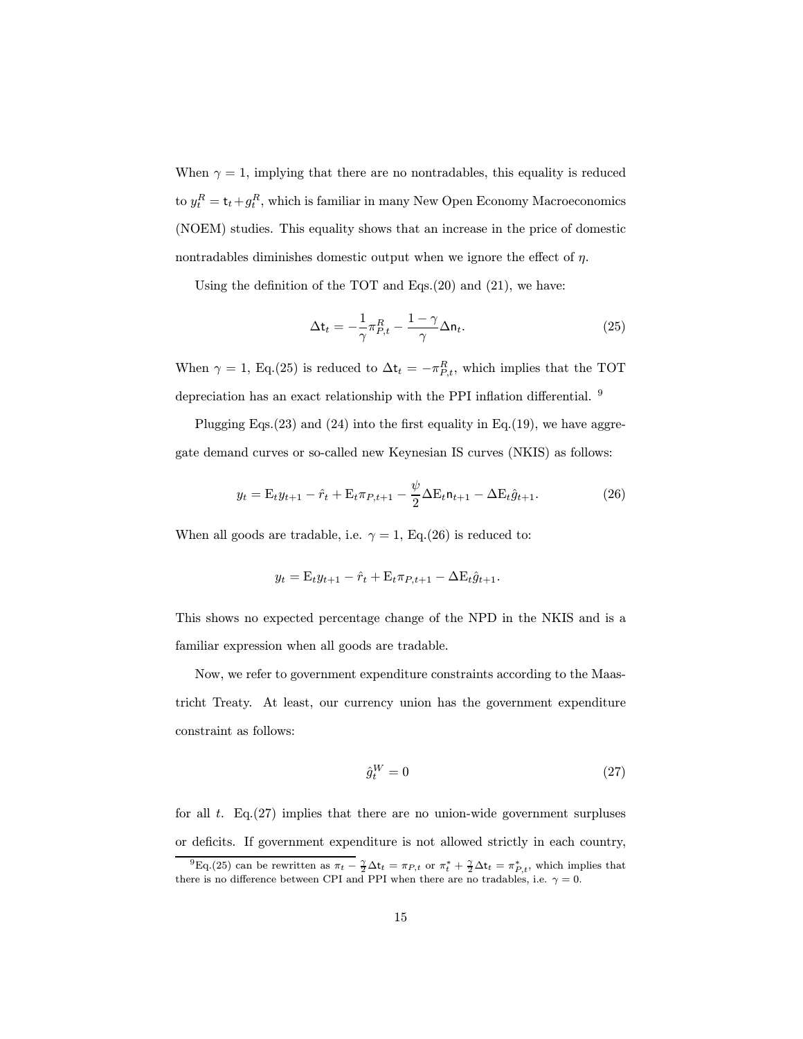When $\gamma = 1$, implying that there are no nontradables, this equality is reduced to $y_t^R = \mathsf{t}_t + g_t^R$, which is familiar in many New Open Economy Macroeconomics (NOEM) studies. This equality shows that an increase in the price of domestic nontradables diminishes domestic output when we ignore the effect of $\eta$.

Using the definition of the TOT and Eqs.(20) and (21), we have:

$$\Delta \mathsf{t}_t = -\frac{1}{\gamma}\pi_{P,t}^R - \frac{1-\gamma}{\gamma}\Delta \mathsf{n}_t. \tag{25}$$

When $\gamma = 1$, Eq.(25) is reduced to $\Delta \mathsf{t}_t = -\pi_{P,t}^R$, which implies that the TOT depreciation has an exact relationship with the PPI inflation differential. [9]

Plugging Eqs.(23) and (24) into the first equality in Eq.(19), we have aggregate demand curves or so-called new Keynesian IS curves (NKIS) as follows:

$$y_t = \mathrm{E}_t y_{t+1} - \hat{r}_t + \mathrm{E}_t \pi_{P,t+1} - \frac{\psi}{2}\Delta \mathrm{E}_t \mathsf{n}_{t+1} - \Delta \mathrm{E}_t \hat{g}_{t+1}. \tag{26}$$

When all goods are tradable, i.e. $\gamma = 1$, Eq.(26) is reduced to:

$$y_t = \mathrm{E}_t y_{t+1} - \hat{r}_t + \mathrm{E}_t \pi_{P,t+1} - \Delta \mathrm{E}_t \hat{g}_{t+1}.$$

This shows no expected percentage change of the NPD in the NKIS and is a familiar expression when all goods are tradable.

Now, we refer to government expenditure constraints according to the Maastricht Treaty. At least, our currency union has the government expenditure constraint as follows:

$$\hat{g}_t^W = 0 \tag{27}$$

for all $t$. Eq.(27) implies that there are no union-wide government surpluses or deficits. If government expenditure is not allowed strictly in each country,

[9] Eq.(25) can be rewritten as $\pi_t - \frac{\gamma}{2}\Delta \mathsf{t}_t = \pi_{P,t}$ or $\pi_t^* + \frac{\gamma}{2}\Delta \mathsf{t}_t = \pi_{P,t}^*$, which implies that there is no difference between CPI and PPI when there are no tradables, i.e. $\gamma = 0$.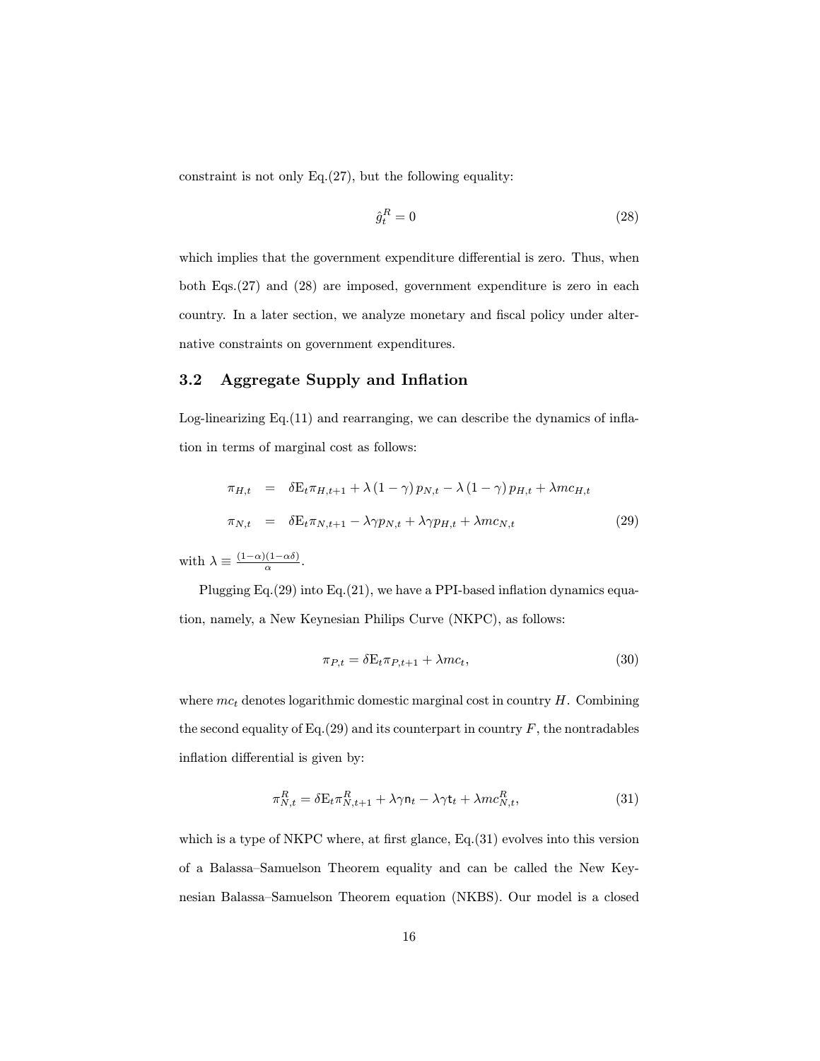constraint is not only Eq.(27), but the following equality:

$$\hat{g}_t^R = 0 \tag{28}$$

which implies that the government expenditure differential is zero. Thus, when both Eqs.(27) and (28) are imposed, government expenditure is zero in each country. In a later section, we analyze monetary and fiscal policy under alternative constraints on government expenditures.

### 3.2 Aggregate Supply and Inflation

Log-linearizing Eq.(11) and rearranging, we can describe the dynamics of inflation in terms of marginal cost as follows:

$$\begin{aligned}
\pi_{H,t} &= \delta \mathrm{E}_t \pi_{H,t+1} + \lambda (1-\gamma) p_{N,t} - \lambda (1-\gamma) p_{H,t} + \lambda mc_{H,t} \\
\pi_{N,t} &= \delta \mathrm{E}_t \pi_{N,t+1} - \lambda \gamma p_{N,t} + \lambda \gamma p_{H,t} + \lambda mc_{N,t}
\end{aligned} \tag{29}$$

with $\lambda \equiv \frac{(1-\alpha)(1-\alpha\delta)}{\alpha}$.

Plugging Eq.(29) into Eq.(21), we have a PPI-based inflation dynamics equation, namely, a New Keynesian Philips Curve (NKPC), as follows:

$$\pi_{P,t} = \delta \mathrm{E}_t \pi_{P,t+1} + \lambda mc_t, \tag{30}$$

where $mc_t$ denotes logarithmic domestic marginal cost in country $H$. Combining the second equality of Eq.(29) and its counterpart in country $F$, the nontradables inflation differential is given by:

$$\pi_{N,t}^R = \delta \mathrm{E}_t \pi_{N,t+1}^R + \lambda \gamma \mathsf{n}_t - \lambda \gamma \mathsf{t}_t + \lambda mc_{N,t}^R, \tag{31}$$

which is a type of NKPC where, at first glance, Eq.(31) evolves into this version of a Balassa–Samuelson Theorem equality and can be called the New Keynesian Balassa–Samuelson Theorem equation (NKBS). Our model is a closed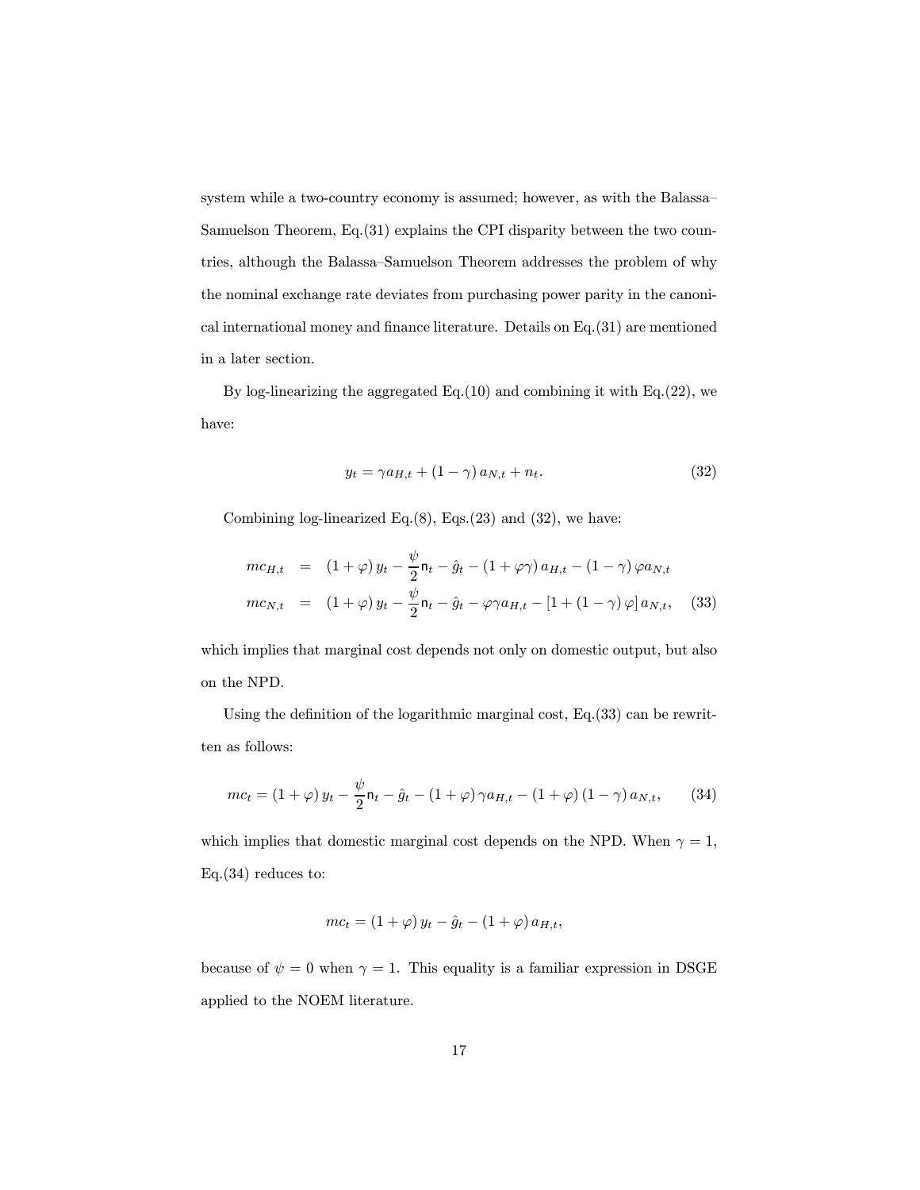system while a two-country economy is assumed; however, as with the Balassa–Samuelson Theorem, Eq.(31) explains the CPI disparity between the two countries, although the Balassa–Samuelson Theorem addresses the problem of why the nominal exchange rate deviates from purchasing power parity in the canonical international money and finance literature. Details on Eq.(31) are mentioned in a later section.

By log-linearizing the aggregated Eq.(10) and combining it with Eq.(22), we have:

$$y_t = \gamma a_{H,t} + (1-\gamma) a_{N,t} + n_t. \tag{32}$$

Combining log-linearized Eq.(8), Eqs.(23) and (32), we have:

$$\begin{aligned} mc_{H,t} &= (1+\varphi) y_t - \frac{\psi}{2}\mathsf{n}_t - \hat{g}_t - (1+\varphi\gamma) a_{H,t} - (1-\gamma)\varphi a_{N,t} \\ mc_{N,t} &= (1+\varphi) y_t - \frac{\psi}{2}\mathsf{n}_t - \hat{g}_t - \varphi\gamma a_{H,t} - [1+(1-\gamma)\varphi] a_{N,t}, \end{aligned} \tag{33}$$

which implies that marginal cost depends not only on domestic output, but also on the NPD.

Using the definition of the logarithmic marginal cost, Eq.(33) can be rewritten as follows:

$$mc_t = (1+\varphi) y_t - \frac{\psi}{2}\mathsf{n}_t - \hat{g}_t - (1+\varphi)\gamma a_{H,t} - (1+\varphi)(1-\gamma) a_{N,t}, \tag{34}$$

which implies that domestic marginal cost depends on the NPD. When $\gamma = 1$, Eq.(34) reduces to:

$$mc_t = (1+\varphi) y_t - \hat{g}_t - (1+\varphi) a_{H,t},$$

because of $\psi = 0$ when $\gamma = 1$. This equality is a familiar expression in DSGE applied to the NOEM literature.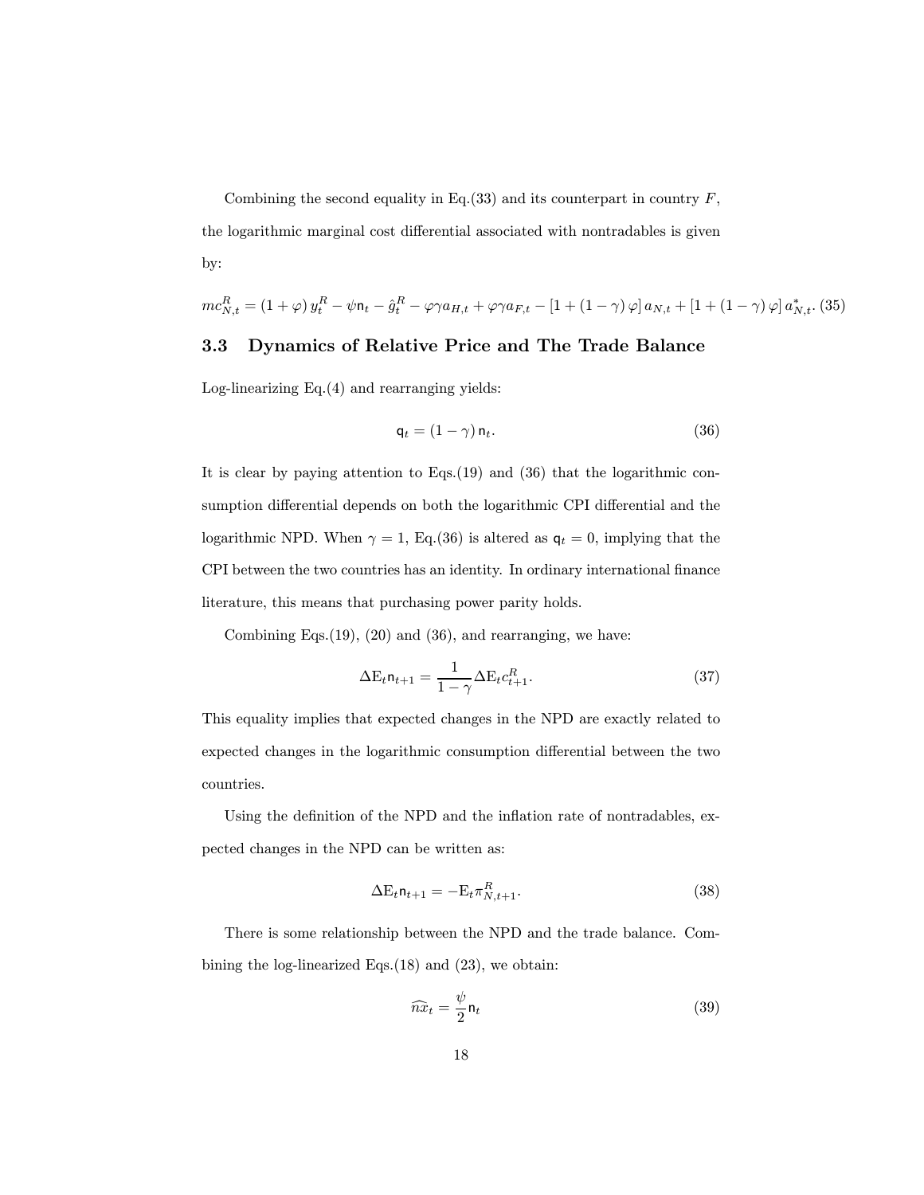Combining the second equality in Eq.(33) and its counterpart in country $F$, the logarithmic marginal cost differential associated with nontradables is given by:

$$mc_{N,t}^{R} = (1+\varphi)\, y_t^R - \psi \mathsf{n}_t - \hat{g}_t^R - \varphi\gamma a_{H,t} + \varphi\gamma a_{F,t} - [1+(1-\gamma)\varphi]\, a_{N,t} + [1+(1-\gamma)\varphi]\, a_{N,t}^{*}. \tag{35}$$

### 3.3 Dynamics of Relative Price and The Trade Balance

Log-linearizing Eq.(4) and rearranging yields:

$$\mathsf{q}_t = (1-\gamma)\,\mathsf{n}_t. \tag{36}$$

It is clear by paying attention to Eqs.(19) and (36) that the logarithmic consumption differential depends on both the logarithmic CPI differential and the logarithmic NPD. When $\gamma = 1$, Eq.(36) is altered as $\mathsf{q}_t = 0$, implying that the CPI between the two countries has an identity. In ordinary international finance literature, this means that purchasing power parity holds.

Combining Eqs.(19), (20) and (36), and rearranging, we have:

$$\Delta \mathrm{E}_t \mathsf{n}_{t+1} = \frac{1}{1-\gamma} \Delta \mathrm{E}_t c_{t+1}^R. \tag{37}$$

This equality implies that expected changes in the NPD are exactly related to expected changes in the logarithmic consumption differential between the two countries.

Using the definition of the NPD and the inflation rate of nontradables, expected changes in the NPD can be written as:

$$\Delta \mathrm{E}_t \mathsf{n}_{t+1} = -\mathrm{E}_t \pi_{N,t+1}^R. \tag{38}$$

There is some relationship between the NPD and the trade balance. Combining the log-linearized Eqs.(18) and (23), we obtain:

$$\widehat{nx}_t = \frac{\psi}{2} \mathsf{n}_t \tag{39}$$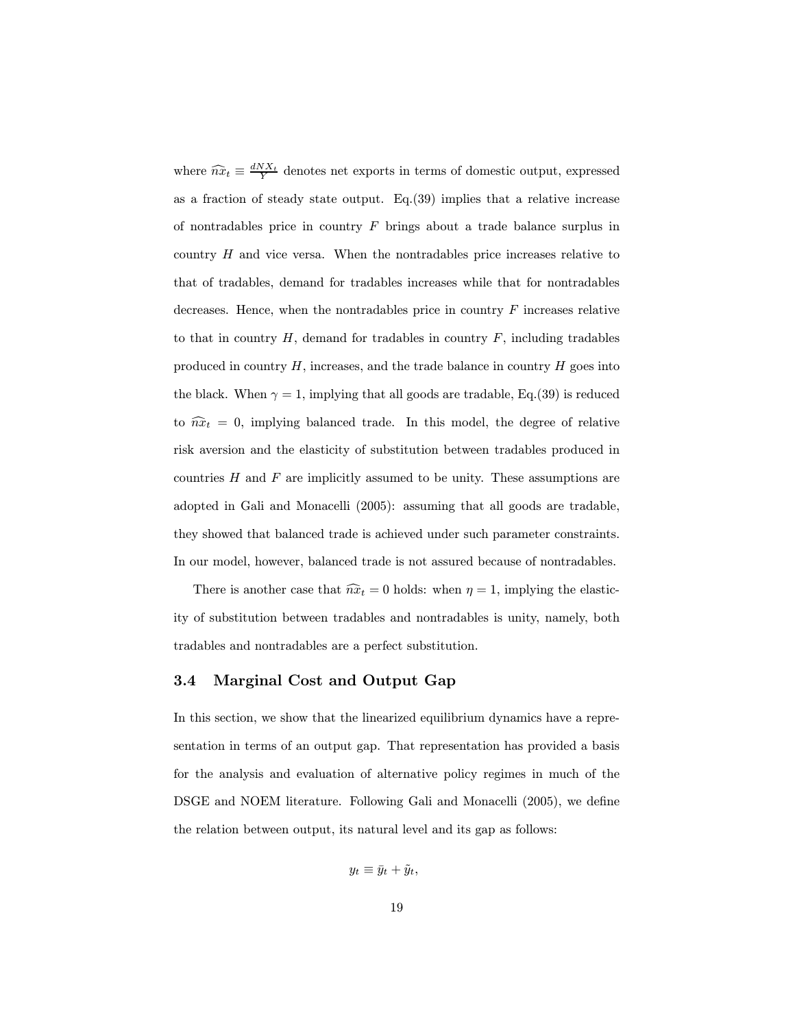where $\widehat{nx}_t \equiv \frac{dNX_t}{Y}$ denotes net exports in terms of domestic output, expressed as a fraction of steady state output. Eq.(39) implies that a relative increase of nontradables price in country $F$ brings about a trade balance surplus in country $H$ and vice versa. When the nontradables price increases relative to that of tradables, demand for tradables increases while that for nontradables decreases. Hence, when the nontradables price in country $F$ increases relative to that in country $H$, demand for tradables in country $F$, including tradables produced in country $H$, increases, and the trade balance in country $H$ goes into the black. When $\gamma = 1$, implying that all goods are tradable, Eq.(39) is reduced to $\widehat{nx}_t = 0$, implying balanced trade. In this model, the degree of relative risk aversion and the elasticity of substitution between tradables produced in countries $H$ and $F$ are implicitly assumed to be unity. These assumptions are adopted in Gali and Monacelli (2005): assuming that all goods are tradable, they showed that balanced trade is achieved under such parameter constraints. In our model, however, balanced trade is not assured because of nontradables.

There is another case that $\widehat{nx}_t = 0$ holds: when $\eta = 1$, implying the elasticity of substitution between tradables and nontradables is unity, namely, both tradables and nontradables are a perfect substitution.

### 3.4 Marginal Cost and Output Gap

In this section, we show that the linearized equilibrium dynamics have a representation in terms of an output gap. That representation has provided a basis for the analysis and evaluation of alternative policy regimes in much of the DSGE and NOEM literature. Following Gali and Monacelli (2005), we define the relation between output, its natural level and its gap as follows:

$$y_t \equiv \bar{y}_t + \tilde{y}_t,$$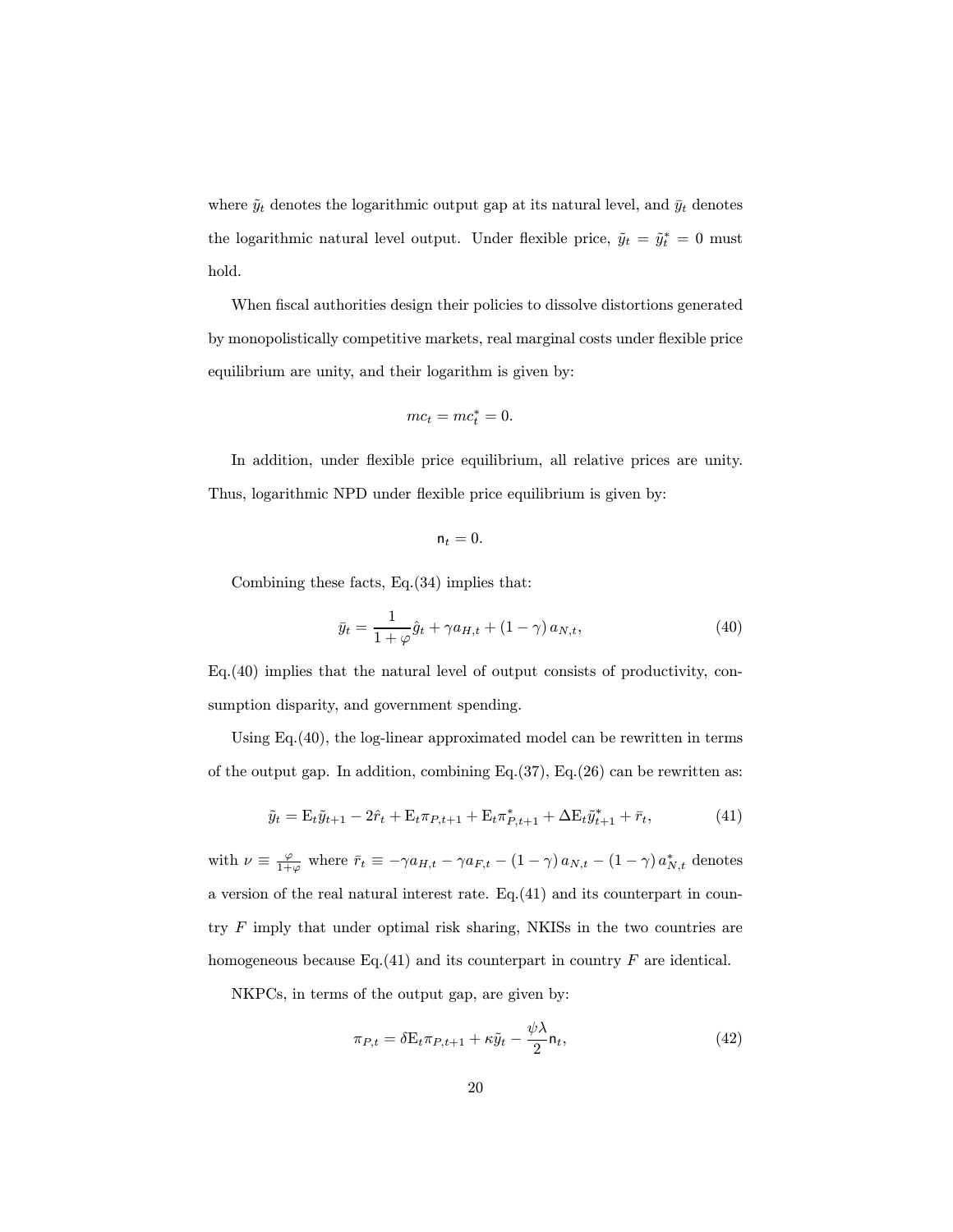where $\tilde{y}_t$ denotes the logarithmic output gap at its natural level, and $\bar{y}_t$ denotes the logarithmic natural level output. Under flexible price, $\tilde{y}_t = \tilde{y}_t^* = 0$ must hold.

When fiscal authorities design their policies to dissolve distortions generated by monopolistically competitive markets, real marginal costs under flexible price equilibrium are unity, and their logarithm is given by:

$$mc_t = mc_t^* = 0.$$

In addition, under flexible price equilibrium, all relative prices are unity. Thus, logarithmic NPD under flexible price equilibrium is given by:

$$\mathsf{n}_t = 0.$$

Combining these facts, Eq.(34) implies that:

$$\bar{y}_t = \frac{1}{1+\varphi}\hat{g}_t + \gamma a_{H,t} + (1-\gamma)\, a_{N,t}, \tag{40}$$

Eq.(40) implies that the natural level of output consists of productivity, consumption disparity, and government spending.

Using Eq.(40), the log-linear approximated model can be rewritten in terms of the output gap. In addition, combining Eq.(37), Eq.(26) can be rewritten as:

$$\tilde{y}_t = \mathrm{E}_t\tilde{y}_{t+1} - 2\hat{r}_t + \mathrm{E}_t\pi_{P,t+1} + \mathrm{E}_t\pi^*_{P,t+1} + \Delta\mathrm{E}_t\tilde{y}^*_{t+1} + \bar{r}_t, \tag{41}$$

with $\nu \equiv \frac{\varphi}{1+\varphi}$ where $\bar{r}_t \equiv -\gamma a_{H,t} - \gamma a_{F,t} - (1-\gamma)\, a_{N,t} - (1-\gamma)\, a^*_{N,t}$ denotes a version of the real natural interest rate. Eq.(41) and its counterpart in country $F$ imply that under optimal risk sharing, NKISs in the two countries are homogeneous because Eq.(41) and its counterpart in country $F$ are identical.

NKPCs, in terms of the output gap, are given by:

$$\pi_{P,t} = \delta\mathrm{E}_t\pi_{P,t+1} + \kappa\tilde{y}_t - \frac{\psi\lambda}{2}\mathsf{n}_t, \tag{42}$$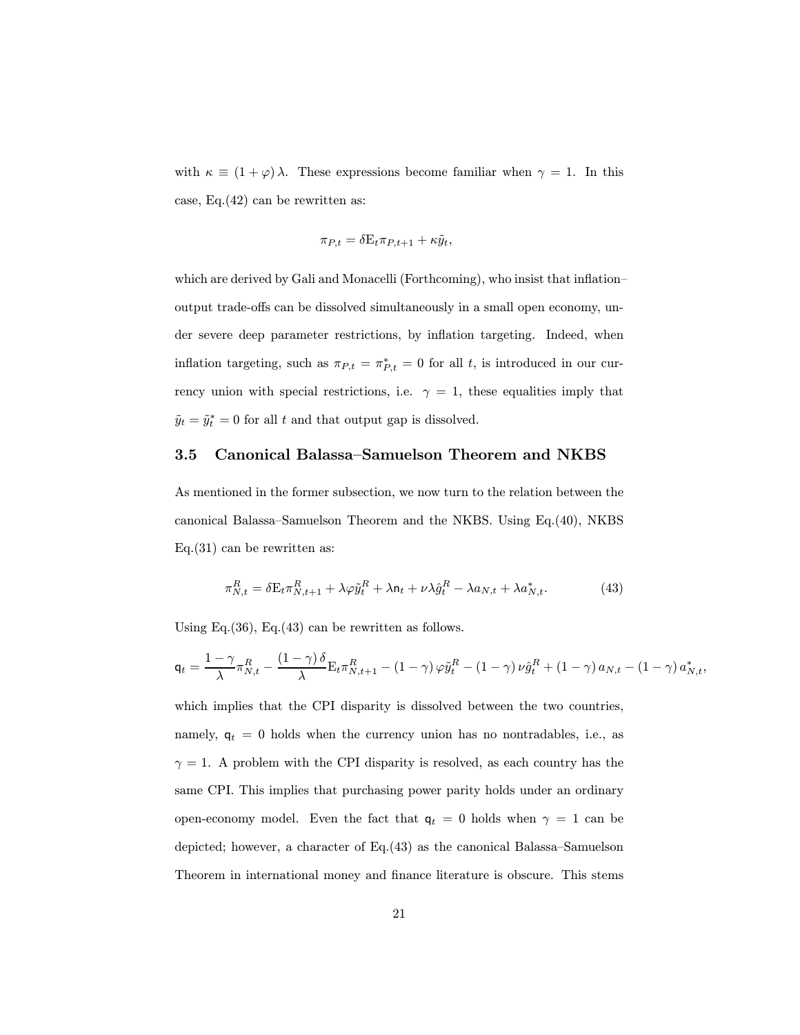with $\kappa \equiv (1+\varphi)\lambda$. These expressions become familiar when $\gamma = 1$. In this case, Eq.(42) can be rewritten as:

$$\pi_{P,t} = \delta \mathrm{E}_t \pi_{P,t+1} + \kappa \tilde{y}_t,$$

which are derived by Gali and Monacelli (Forthcoming), who insist that inflation–output trade-offs can be dissolved simultaneously in a small open economy, under severe deep parameter restrictions, by inflation targeting. Indeed, when inflation targeting, such as $\pi_{P,t} = \pi^*_{P,t} = 0$ for all $t$, is introduced in our currency union with special restrictions, i.e. $\gamma = 1$, these equalities imply that $\tilde{y}_t = \tilde{y}^*_t = 0$ for all $t$ and that output gap is dissolved.

### 3.5 Canonical Balassa–Samuelson Theorem and NKBS

As mentioned in the former subsection, we now turn to the relation between the canonical Balassa–Samuelson Theorem and the NKBS. Using Eq.(40), NKBS Eq.(31) can be rewritten as:

$$\pi^R_{N,t} = \delta \mathrm{E}_t \pi^R_{N,t+1} + \lambda\varphi\tilde{y}^R_t + \lambda \mathsf{n}_t + \nu\lambda\hat{g}^R_t - \lambda a_{N,t} + \lambda a^*_{N,t}. \tag{43}$$

Using Eq.(36), Eq.(43) can be rewritten as follows.

$$\mathsf{q}_t = \frac{1-\gamma}{\lambda}\pi^R_{N,t} - \frac{(1-\gamma)\,\delta}{\lambda}\mathrm{E}_t\pi^R_{N,t+1} - (1-\gamma)\,\varphi\tilde{y}^R_t - (1-\gamma)\,\nu\hat{g}^R_t + (1-\gamma)\,a_{N,t} - (1-\gamma)\,a^*_{N,t},$$

which implies that the CPI disparity is dissolved between the two countries, namely, $\mathsf{q}_t = 0$ holds when the currency union has no nontradables, i.e., as $\gamma = 1$. A problem with the CPI disparity is resolved, as each country has the same CPI. This implies that purchasing power parity holds under an ordinary open-economy model. Even the fact that $\mathsf{q}_t = 0$ holds when $\gamma = 1$ can be depicted; however, a character of Eq.(43) as the canonical Balassa–Samuelson Theorem in international money and finance literature is obscure. This stems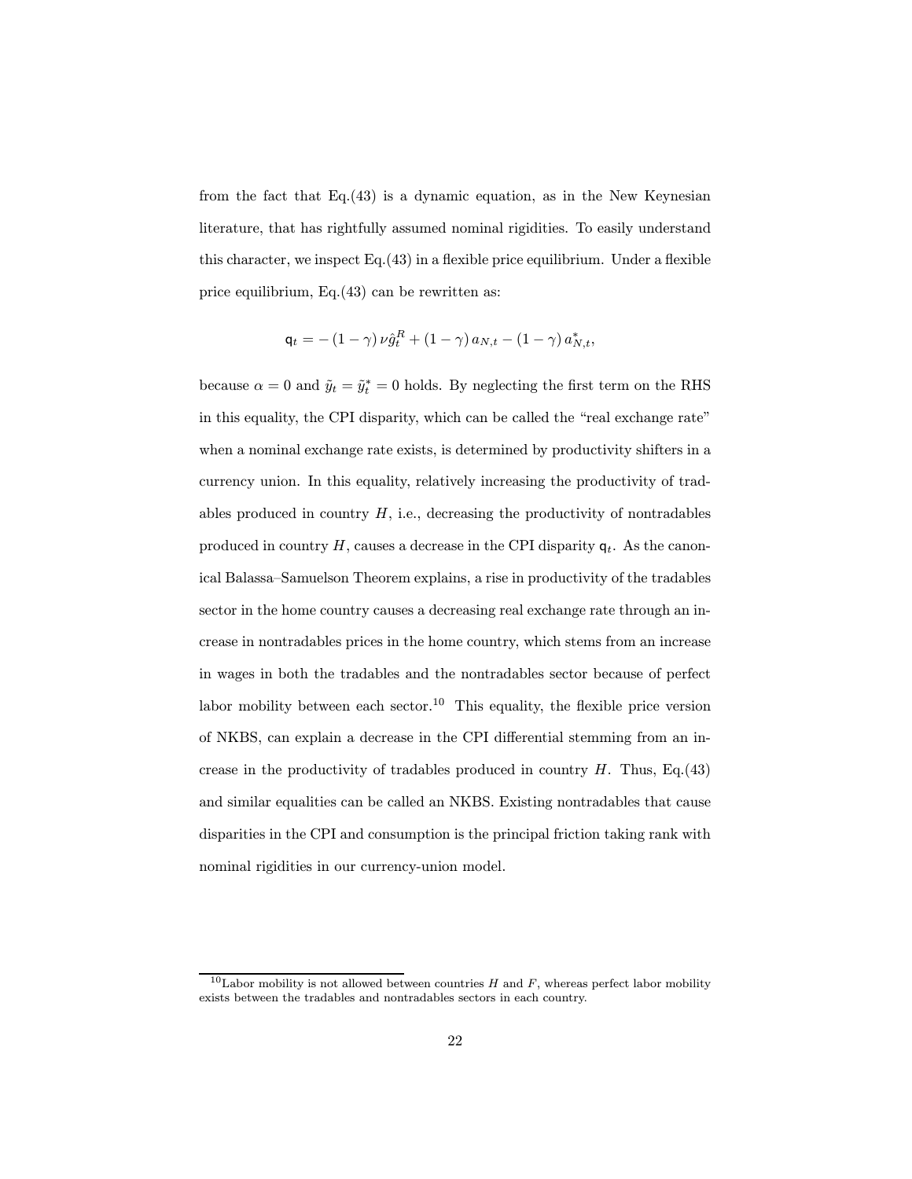from the fact that Eq.(43) is a dynamic equation, as in the New Keynesian literature, that has rightfully assumed nominal rigidities. To easily understand this character, we inspect Eq.(43) in a flexible price equilibrium. Under a flexible price equilibrium, Eq.(43) can be rewritten as:

$$\mathsf{q}_t = -(1-\gamma)\,\nu\hat{g}_t^R + (1-\gamma)\,a_{N,t} - (1-\gamma)\,a_{N,t}^*,$$

because $\alpha = 0$ and $\tilde{y}_t = \tilde{y}_t^* = 0$ holds. By neglecting the first term on the RHS in this equality, the CPI disparity, which can be called the "real exchange rate" when a nominal exchange rate exists, is determined by productivity shifters in a currency union. In this equality, relatively increasing the productivity of tradables produced in country $H$, i.e., decreasing the productivity of nontradables produced in country $H$, causes a decrease in the CPI disparity $\mathsf{q}_t$. As the canonical Balassa–Samuelson Theorem explains, a rise in productivity of the tradables sector in the home country causes a decreasing real exchange rate through an increase in nontradables prices in the home country, which stems from an increase in wages in both the tradables and the nontradables sector because of perfect labor mobility between each sector.[10] This equality, the flexible price version of NKBS, can explain a decrease in the CPI differential stemming from an increase in the productivity of tradables produced in country $H$. Thus, Eq.(43) and similar equalities can be called an NKBS. Existing nontradables that cause disparities in the CPI and consumption is the principal friction taking rank with nominal rigidities in our currency-union model.

[10] Labor mobility is not allowed between countries $H$ and $F$, whereas perfect labor mobility exists between the tradables and nontradables sectors in each country.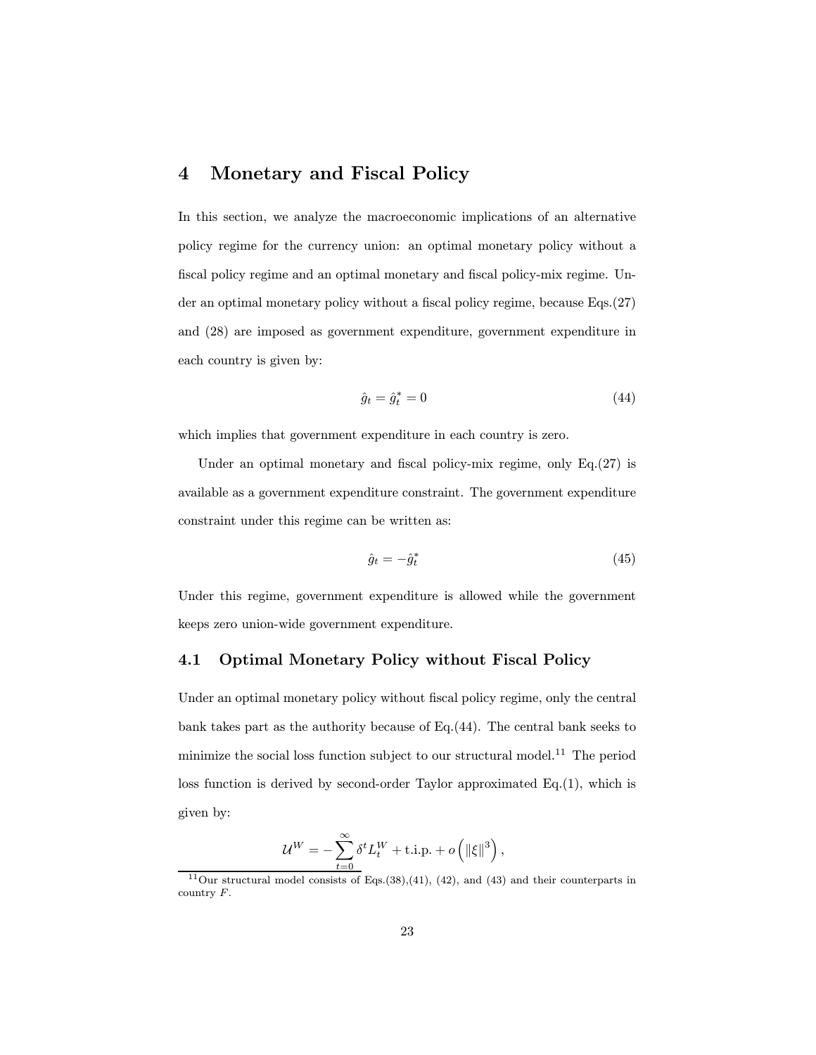# 4 Monetary and Fiscal Policy

In this section, we analyze the macroeconomic implications of an alternative policy regime for the currency union: an optimal monetary policy without a fiscal policy regime and an optimal monetary and fiscal policy-mix regime. Under an optimal monetary policy without a fiscal policy regime, because Eqs.(27) and (28) are imposed as government expenditure, government expenditure in each country is given by:

$$\hat{g}_t = \hat{g}_t^* = 0 \tag{44}$$

which implies that government expenditure in each country is zero.

Under an optimal monetary and fiscal policy-mix regime, only Eq.(27) is available as a government expenditure constraint. The government expenditure constraint under this regime can be written as:

$$\hat{g}_t = -\hat{g}_t^* \tag{45}$$

Under this regime, government expenditure is allowed while the government keeps zero union-wide government expenditure.

## 4.1 Optimal Monetary Policy without Fiscal Policy

Under an optimal monetary policy without fiscal policy regime, only the central bank takes part as the authority because of Eq.(44). The central bank seeks to minimize the social loss function subject to our structural model.[11] The period loss function is derived by second-order Taylor approximated Eq.(1), which is given by:

$$\mathcal{U}^W = -\sum_{t=0}^{\infty} \delta^t L_t^W + \text{t.i.p.} + o\left(\|\xi\|^3\right),$$

[11] Our structural model consists of Eqs.(38),(41), (42), and (43) and their counterparts in country $F$.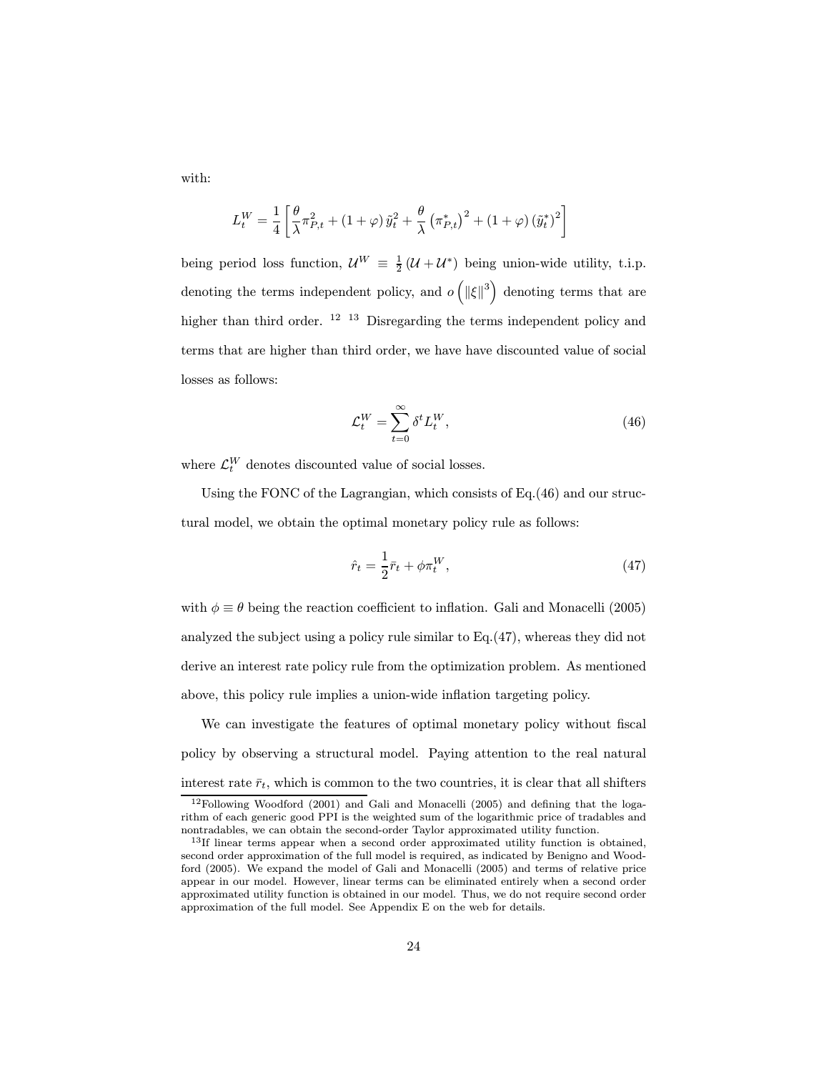with:

$$L_t^W = \frac{1}{4}\left[\frac{\theta}{\lambda}\pi_{P,t}^2 + (1+\varphi)\tilde{y}_t^2 + \frac{\theta}{\lambda}\left(\pi_{P,t}^*\right)^2 + (1+\varphi)\left(\tilde{y}_t^*\right)^2\right]$$

being period loss function, $\mathcal{U}^W \equiv \frac{1}{2}(\mathcal{U} + \mathcal{U}^*)$ being union-wide utility, t.i.p. denoting the terms independent policy, and $o\left(\|\xi\|^3\right)$ denoting terms that are higher than third order. [12] [13] Disregarding the terms independent policy and terms that are higher than third order, we have have discounted value of social losses as follows:

$$\mathcal{L}_t^W = \sum_{t=0}^{\infty} \delta^t L_t^W, \tag{46}$$

where $\mathcal{L}_t^W$ denotes discounted value of social losses.

Using the FONC of the Lagrangian, which consists of Eq.(46) and our structural model, we obtain the optimal monetary policy rule as follows:

$$\hat{r}_t = \frac{1}{2}\bar{r}_t + \phi\pi_t^W, \tag{47}$$

with $\phi \equiv \theta$ being the reaction coefficient to inflation. Gali and Monacelli (2005) analyzed the subject using a policy rule similar to Eq.(47), whereas they did not derive an interest rate policy rule from the optimization problem. As mentioned above, this policy rule implies a union-wide inflation targeting policy.

We can investigate the features of optimal monetary policy without fiscal policy by observing a structural model. Paying attention to the real natural interest rate $\bar{r}_t$, which is common to the two countries, it is clear that all shifters

---

[12] Following Woodford (2001) and Gali and Monacelli (2005) and defining that the logarithm of each generic good PPI is the weighted sum of the logarithmic price of tradables and nontradables, we can obtain the second-order Taylor approximated utility function.

[13] If linear terms appear when a second order approximated utility function is obtained, second order approximation of the full model is required, as indicated by Benigno and Woodford (2005). We expand the model of Gali and Monacelli (2005) and terms of relative price appear in our model. However, linear terms can be eliminated entirely when a second order approximated utility function is obtained in our model. Thus, we do not require second order approximation of the full model. See Appendix E on the web for details.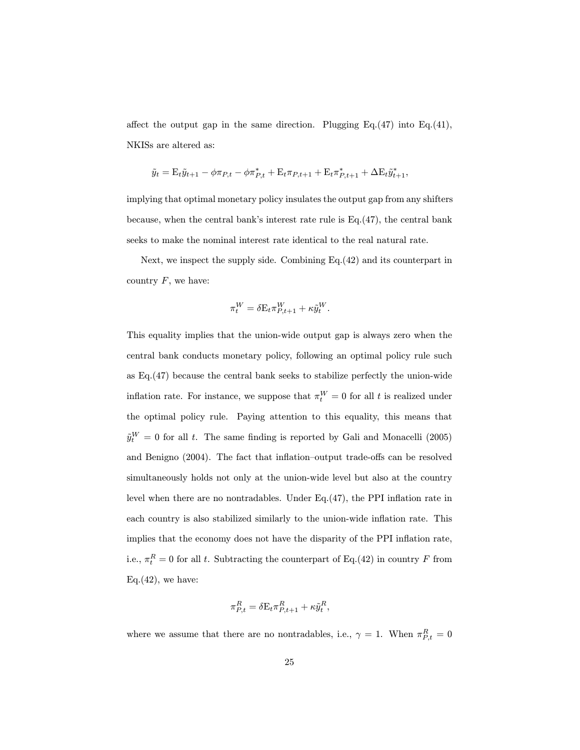affect the output gap in the same direction. Plugging Eq.(47) into Eq.(41), NKISs are altered as:

$$\tilde{y}_t = \mathrm{E}_t\tilde{y}_{t+1} - \phi\pi_{P,t} - \phi\pi^*_{P,t} + \mathrm{E}_t\pi_{P,t+1} + \mathrm{E}_t\pi^*_{P,t+1} + \Delta\mathrm{E}_t\tilde{y}^*_{t+1},$$

implying that optimal monetary policy insulates the output gap from any shifters because, when the central bank's interest rate rule is Eq.(47), the central bank seeks to make the nominal interest rate identical to the real natural rate.

Next, we inspect the supply side. Combining Eq.(42) and its counterpart in country $F$, we have:

$$\pi^W_t = \delta\mathrm{E}_t\pi^W_{P,t+1} + \kappa\tilde{y}^W_t.$$

This equality implies that the union-wide output gap is always zero when the central bank conducts monetary policy, following an optimal policy rule such as Eq.(47) because the central bank seeks to stabilize perfectly the union-wide inflation rate. For instance, we suppose that $\pi^W_t = 0$ for all $t$ is realized under the optimal policy rule. Paying attention to this equality, this means that $\tilde{y}^W_t = 0$ for all $t$. The same finding is reported by Gali and Monacelli (2005) and Benigno (2004). The fact that inflation–output trade-offs can be resolved simultaneously holds not only at the union-wide level but also at the country level when there are no nontradables. Under Eq.(47), the PPI inflation rate in each country is also stabilized similarly to the union-wide inflation rate. This implies that the economy does not have the disparity of the PPI inflation rate, i.e., $\pi^R_t = 0$ for all $t$. Subtracting the counterpart of Eq.(42) in country $F$ from Eq.(42), we have:

$$\pi^R_{P,t} = \delta\mathrm{E}_t\pi^R_{P,t+1} + \kappa\tilde{y}^R_t,$$

where we assume that there are no nontradables, i.e., $\gamma = 1$. When $\pi^R_{P,t} = 0$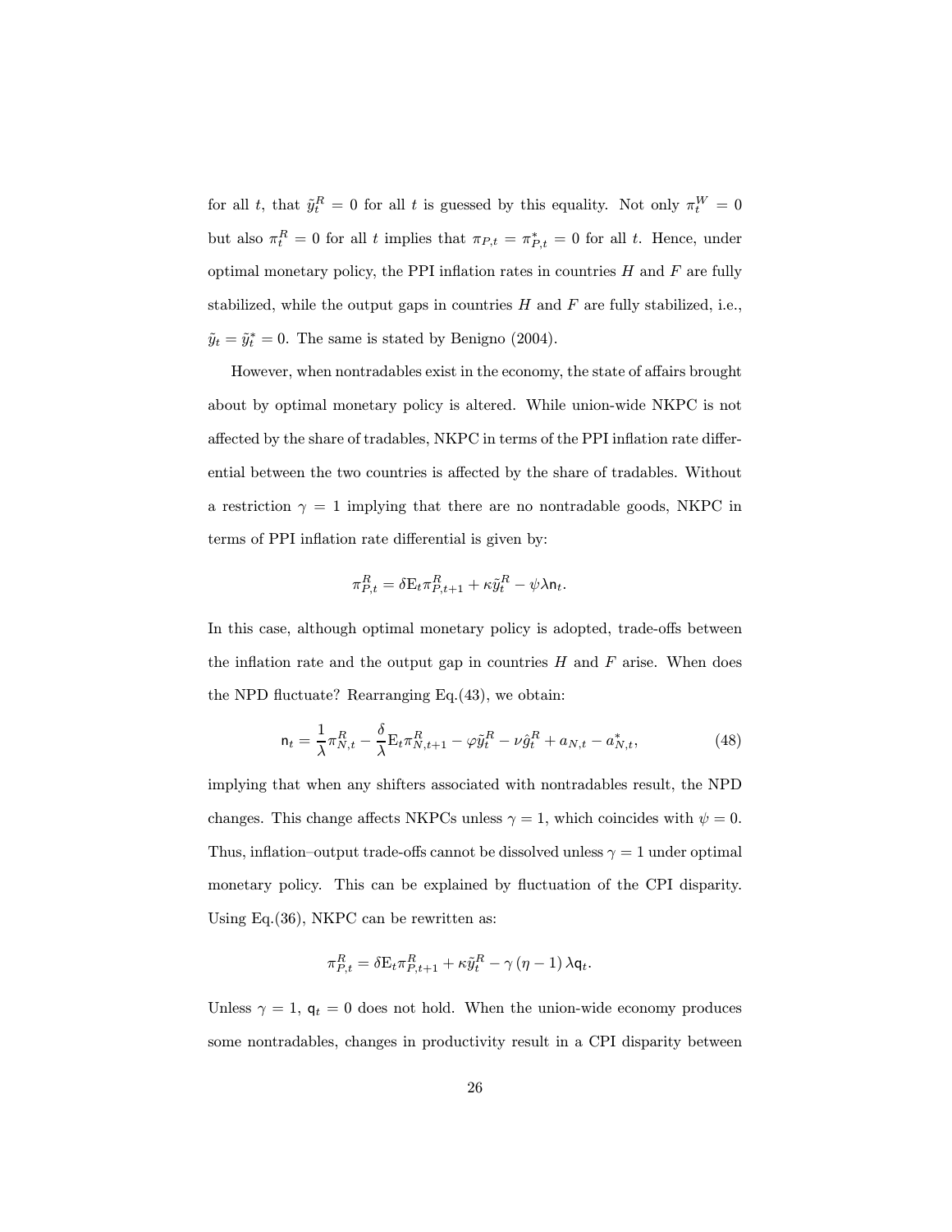for all $t$, that $\tilde{y}_t^R = 0$ for all $t$ is guessed by this equality. Not only $\pi_t^W = 0$ but also $\pi_t^R = 0$ for all $t$ implies that $\pi_{P,t} = \pi_{P,t}^* = 0$ for all $t$. Hence, under optimal monetary policy, the PPI inflation rates in countries $H$ and $F$ are fully stabilized, while the output gaps in countries $H$ and $F$ are fully stabilized, i.e., $\tilde{y}_t = \tilde{y}_t^* = 0$. The same is stated by Benigno (2004).

However, when nontradables exist in the economy, the state of affairs brought about by optimal monetary policy is altered. While union-wide NKPC is not affected by the share of tradables, NKPC in terms of the PPI inflation rate differential between the two countries is affected by the share of tradables. Without a restriction $\gamma = 1$ implying that there are no nontradable goods, NKPC in terms of PPI inflation rate differential is given by:

$$\pi_{P,t}^R = \delta \mathrm{E}_t \pi_{P,t+1}^R + \kappa \tilde{y}_t^R - \psi \lambda \mathsf{n}_t.$$

In this case, although optimal monetary policy is adopted, trade-offs between the inflation rate and the output gap in countries $H$ and $F$ arise. When does the NPD fluctuate? Rearranging Eq.(43), we obtain:

$$\mathsf{n}_t = \frac{1}{\lambda} \pi_{N,t}^R - \frac{\delta}{\lambda} \mathrm{E}_t \pi_{N,t+1}^R - \varphi \tilde{y}_t^R - \nu \hat{g}_t^R + a_{N,t} - a_{N,t}^*, \tag{48}$$

implying that when any shifters associated with nontradables result, the NPD changes. This change affects NKPCs unless $\gamma = 1$, which coincides with $\psi = 0$. Thus, inflation–output trade-offs cannot be dissolved unless $\gamma = 1$ under optimal monetary policy. This can be explained by fluctuation of the CPI disparity. Using Eq.(36), NKPC can be rewritten as:

$$\pi_{P,t}^R = \delta \mathrm{E}_t \pi_{P,t+1}^R + \kappa \tilde{y}_t^R - \gamma (\eta - 1) \lambda \mathsf{q}_t.$$

Unless $\gamma = 1$, $\mathsf{q}_t = 0$ does not hold. When the union-wide economy produces some nontradables, changes in productivity result in a CPI disparity between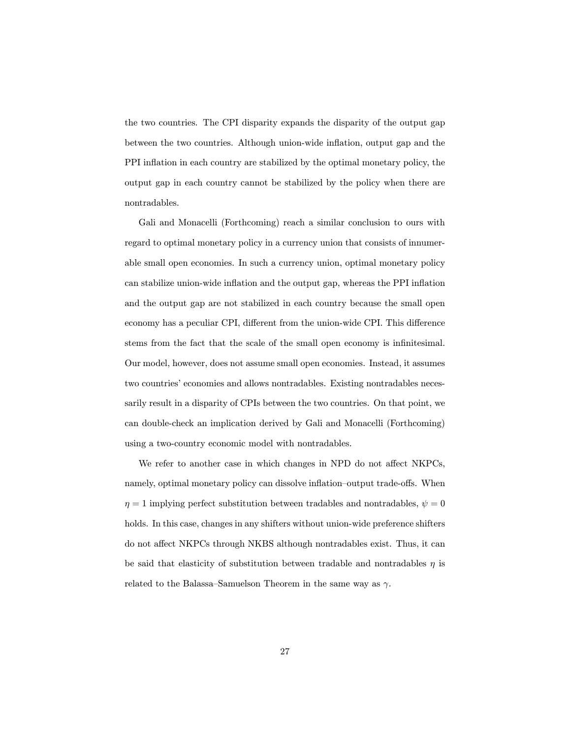the two countries. The CPI disparity expands the disparity of the output gap between the two countries. Although union-wide inflation, output gap and the PPI inflation in each country are stabilized by the optimal monetary policy, the output gap in each country cannot be stabilized by the policy when there are nontradables.

Gali and Monacelli (Forthcoming) reach a similar conclusion to ours with regard to optimal monetary policy in a currency union that consists of innumerable small open economies. In such a currency union, optimal monetary policy can stabilize union-wide inflation and the output gap, whereas the PPI inflation and the output gap are not stabilized in each country because the small open economy has a peculiar CPI, different from the union-wide CPI. This difference stems from the fact that the scale of the small open economy is infinitesimal. Our model, however, does not assume small open economies. Instead, it assumes two countries' economies and allows nontradables. Existing nontradables necessarily result in a disparity of CPIs between the two countries. On that point, we can double-check an implication derived by Gali and Monacelli (Forthcoming) using a two-country economic model with nontradables.

We refer to another case in which changes in NPD do not affect NKPCs, namely, optimal monetary policy can dissolve inflation–output trade-offs. When $\eta = 1$ implying perfect substitution between tradables and nontradables, $\psi = 0$ holds. In this case, changes in any shifters without union-wide preference shifters do not affect NKPCs through NKBS although nontradables exist. Thus, it can be said that elasticity of substitution between tradable and nontradables $\eta$ is related to the Balassa–Samuelson Theorem in the same way as $\gamma$.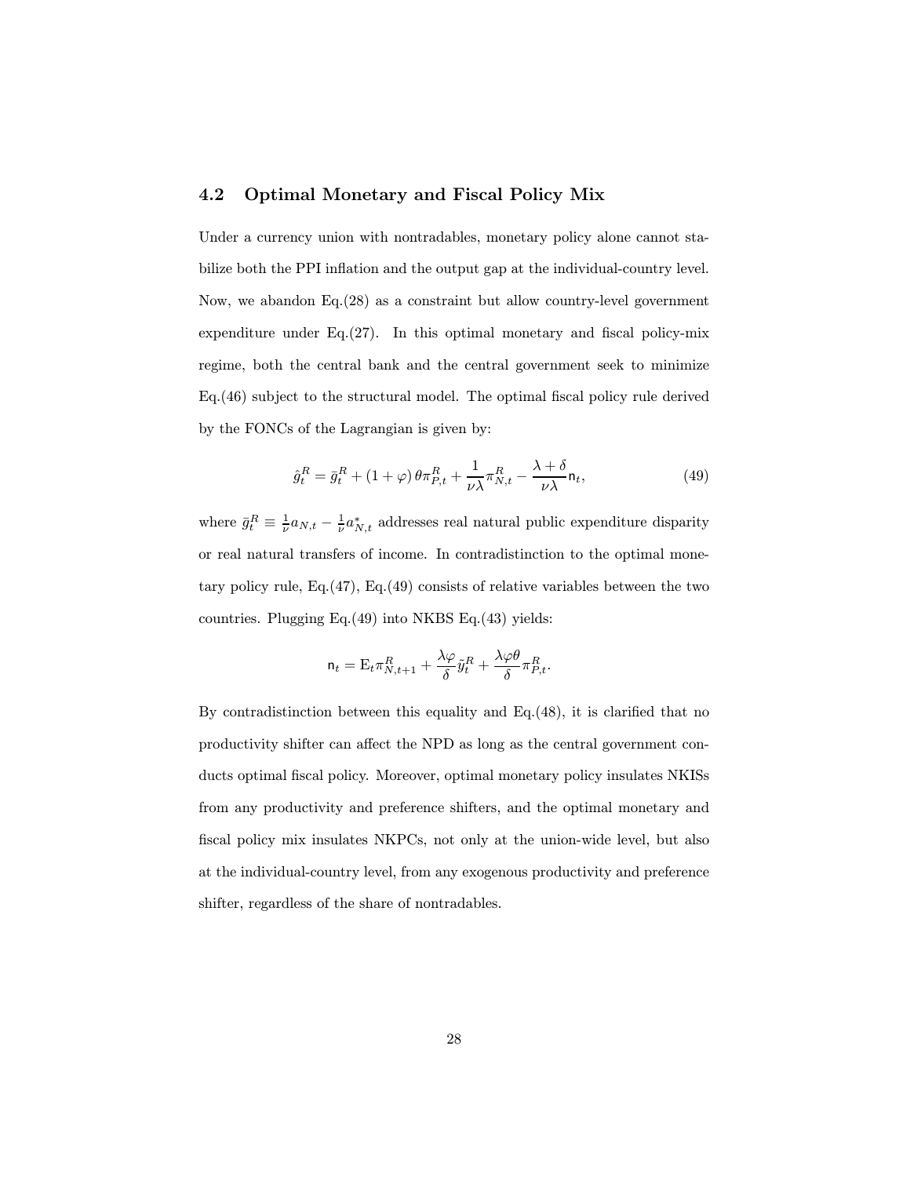### 4.2 Optimal Monetary and Fiscal Policy Mix

Under a currency union with nontradables, monetary policy alone cannot stabilize both the PPI inflation and the output gap at the individual-country level. Now, we abandon Eq.(28) as a constraint but allow country-level government expenditure under Eq.(27). In this optimal monetary and fiscal policy-mix regime, both the central bank and the central government seek to minimize Eq.(46) subject to the structural model. The optimal fiscal policy rule derived by the FONCs of the Lagrangian is given by:

$$\hat{g}_t^R = \bar{g}_t^R + (1+\varphi)\,\theta\pi_{P,t}^R + \frac{1}{\nu\lambda}\pi_{N,t}^R - \frac{\lambda+\delta}{\nu\lambda}\mathsf{n}_t, \tag{49}$$

where $\bar{g}_t^R \equiv \frac{1}{\nu}a_{N,t} - \frac{1}{\nu}a_{N,t}^*$ addresses real natural public expenditure disparity or real natural transfers of income. In contradistinction to the optimal monetary policy rule, Eq.(47), Eq.(49) consists of relative variables between the two countries. Plugging Eq.(49) into NKBS Eq.(43) yields:

$$\mathsf{n}_t = \mathrm{E}_t\pi_{N,t+1}^R + \frac{\lambda\varphi}{\delta}\tilde{y}_t^R + \frac{\lambda\varphi\theta}{\delta}\pi_{P,t}^R.$$

By contradistinction between this equality and Eq.(48), it is clarified that no productivity shifter can affect the NPD as long as the central government conducts optimal fiscal policy. Moreover, optimal monetary policy insulates NKISs from any productivity and preference shifters, and the optimal monetary and fiscal policy mix insulates NKPCs, not only at the union-wide level, but also at the individual-country level, from any exogenous productivity and preference shifter, regardless of the share of nontradables.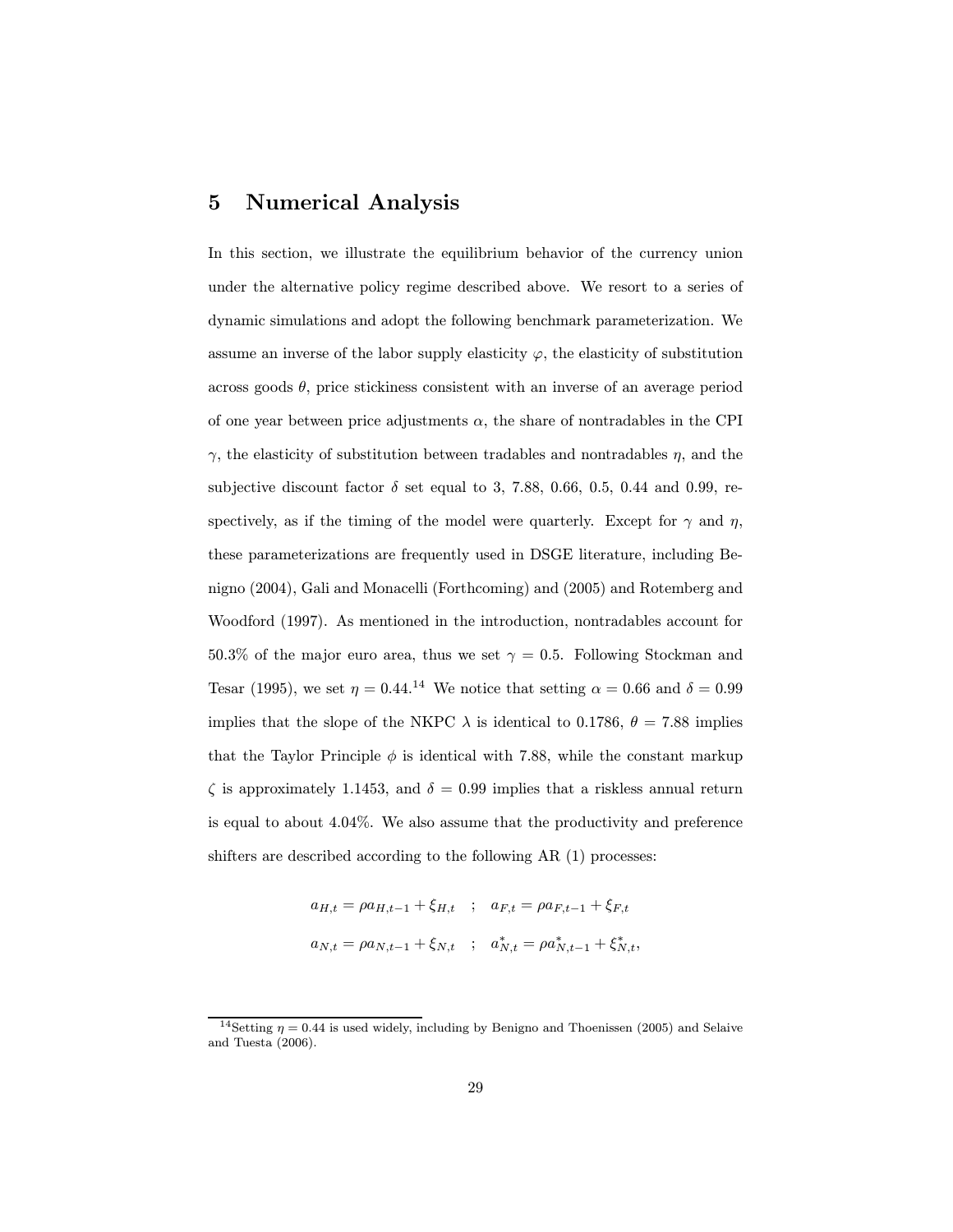## 5 Numerical Analysis

In this section, we illustrate the equilibrium behavior of the currency union under the alternative policy regime described above. We resort to a series of dynamic simulations and adopt the following benchmark parameterization. We assume an inverse of the labor supply elasticity $\varphi$, the elasticity of substitution across goods $\theta$, price stickiness consistent with an inverse of an average period of one year between price adjustments $\alpha$, the share of nontradables in the CPI $\gamma$, the elasticity of substitution between tradables and nontradables $\eta$, and the subjective discount factor $\delta$ set equal to 3, 7.88, 0.66, 0.5, 0.44 and 0.99, respectively, as if the timing of the model were quarterly. Except for $\gamma$ and $\eta$, these parameterizations are frequently used in DSGE literature, including Benigno (2004), Gali and Monacelli (Forthcoming) and (2005) and Rotemberg and Woodford (1997). As mentioned in the introduction, nontradables account for 50.3% of the major euro area, thus we set $\gamma = 0.5$. Following Stockman and Tesar (1995), we set $\eta = 0.44$.[14] We notice that setting $\alpha = 0.66$ and $\delta = 0.99$ implies that the slope of the NKPC $\lambda$ is identical to 0.1786, $\theta = 7.88$ implies that the Taylor Principle $\phi$ is identical with 7.88, while the constant markup $\zeta$ is approximately 1.1453, and $\delta = 0.99$ implies that a riskless annual return is equal to about 4.04%. We also assume that the productivity and preference shifters are described according to the following AR (1) processes:

$$
a_{H,t} = \rho a_{H,t-1} + \xi_{H,t} \quad ; \quad a_{F,t} = \rho a_{F,t-1} + \xi_{F,t}
$$

$$
a_{N,t} = \rho a_{N,t-1} + \xi_{N,t} \quad ; \quad a^*_{N,t} = \rho a^*_{N,t-1} + \xi^*_{N,t},
$$

[14] Setting $\eta = 0.44$ is used widely, including by Benigno and Thoenissen (2005) and Selaive and Tuesta (2006).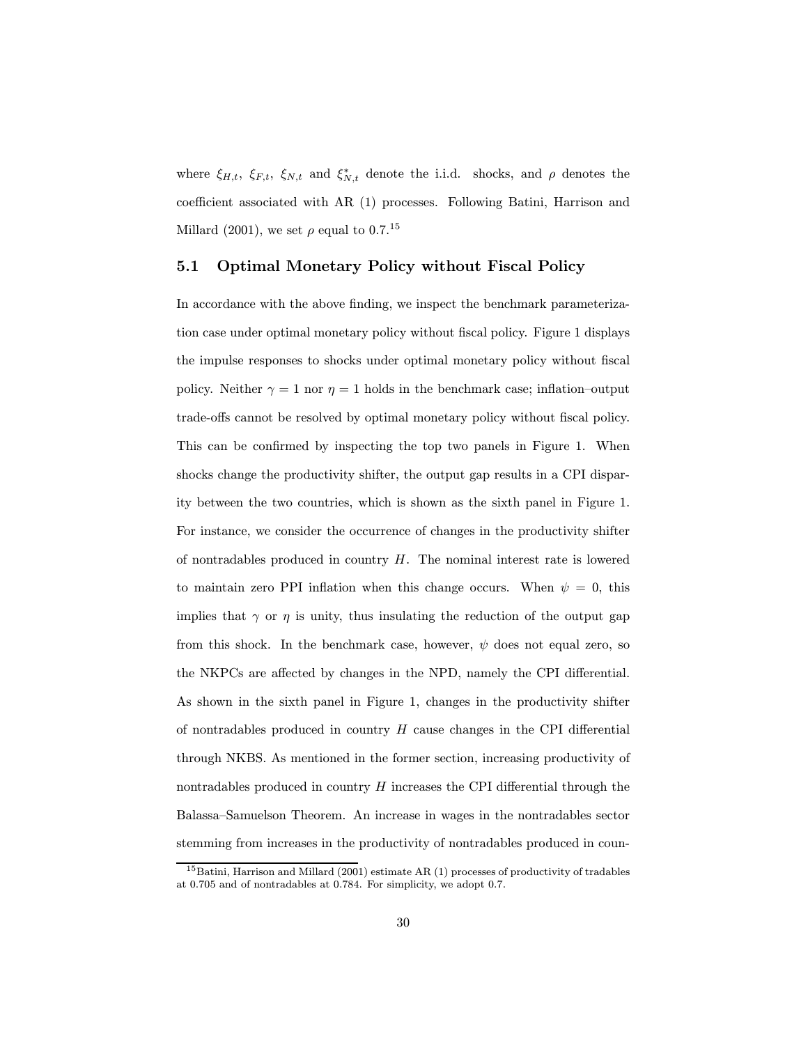where $\xi_{H,t}$, $\xi_{F,t}$, $\xi_{N,t}$ and $\xi^*_{N,t}$ denote the i.i.d. shocks, and $\rho$ denotes the coefficient associated with AR (1) processes. Following Batini, Harrison and Millard (2001), we set $\rho$ equal to 0.7.[15]

## 5.1 Optimal Monetary Policy without Fiscal Policy

In accordance with the above finding, we inspect the benchmark parameterization case under optimal monetary policy without fiscal policy. Figure 1 displays the impulse responses to shocks under optimal monetary policy without fiscal policy. Neither $\gamma = 1$ nor $\eta = 1$ holds in the benchmark case; inflation–output trade-offs cannot be resolved by optimal monetary policy without fiscal policy. This can be confirmed by inspecting the top two panels in Figure 1. When shocks change the productivity shifter, the output gap results in a CPI disparity between the two countries, which is shown as the sixth panel in Figure 1. For instance, we consider the occurrence of changes in the productivity shifter of nontradables produced in country $H$. The nominal interest rate is lowered to maintain zero PPI inflation when this change occurs. When $\psi = 0$, this implies that $\gamma$ or $\eta$ is unity, thus insulating the reduction of the output gap from this shock. In the benchmark case, however, $\psi$ does not equal zero, so the NKPCs are affected by changes in the NPD, namely the CPI differential. As shown in the sixth panel in Figure 1, changes in the productivity shifter of nontradables produced in country $H$ cause changes in the CPI differential through NKBS. As mentioned in the former section, increasing productivity of nontradables produced in country $H$ increases the CPI differential through the Balassa–Samuelson Theorem. An increase in wages in the nontradables sector stemming from increases in the productivity of nontradables produced in coun-

[15] Batini, Harrison and Millard (2001) estimate AR (1) processes of productivity of tradables at 0.705 and of nontradables at 0.784. For simplicity, we adopt 0.7.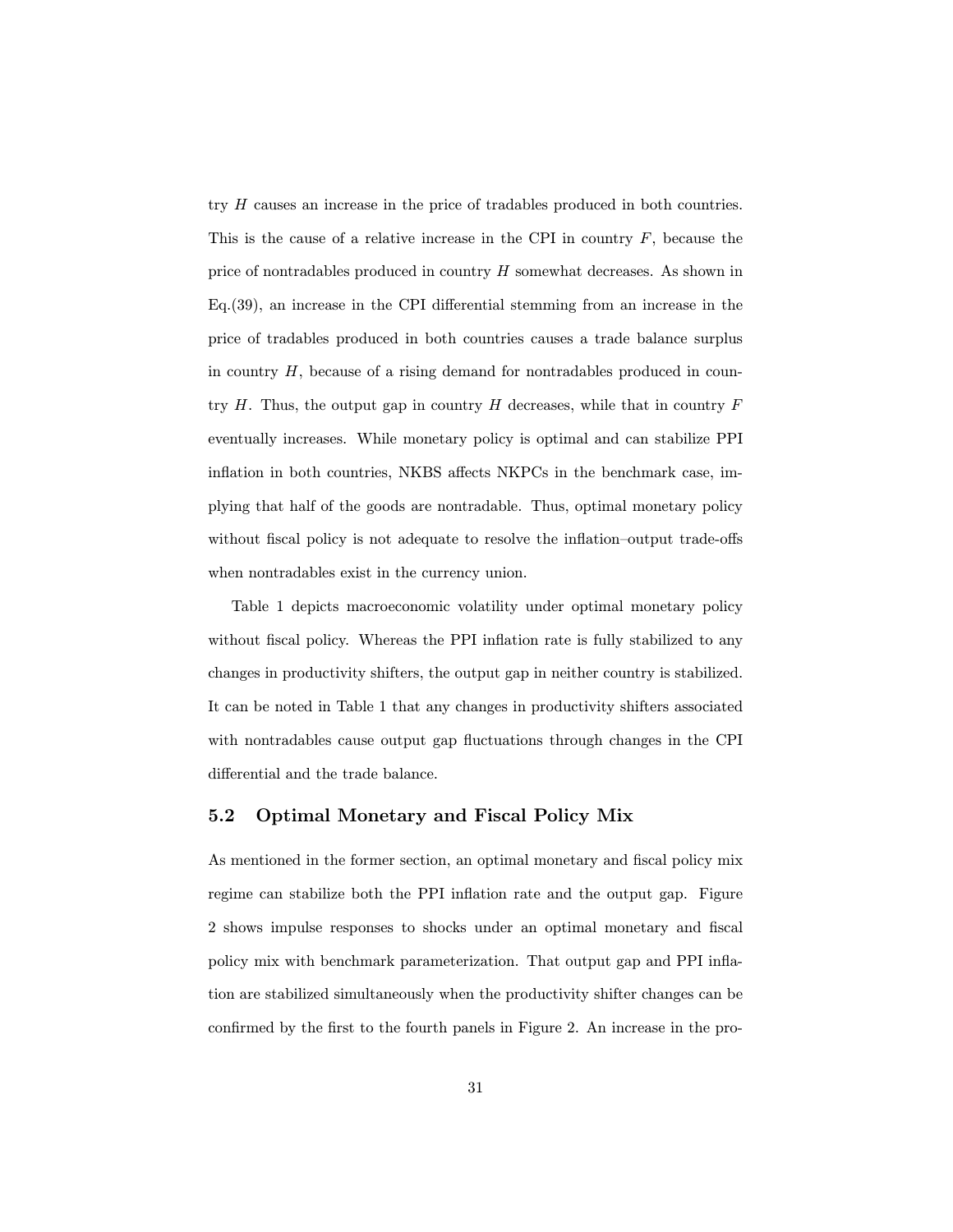try $H$ causes an increase in the price of tradables produced in both countries. This is the cause of a relative increase in the CPI in country $F$, because the price of nontradables produced in country $H$ somewhat decreases. As shown in Eq.(39), an increase in the CPI differential stemming from an increase in the price of tradables produced in both countries causes a trade balance surplus in country $H$, because of a rising demand for nontradables produced in country $H$. Thus, the output gap in country $H$ decreases, while that in country $F$ eventually increases. While monetary policy is optimal and can stabilize PPI inflation in both countries, NKBS affects NKPCs in the benchmark case, implying that half of the goods are nontradable. Thus, optimal monetary policy without fiscal policy is not adequate to resolve the inflation–output trade-offs when nontradables exist in the currency union.

Table 1 depicts macroeconomic volatility under optimal monetary policy without fiscal policy. Whereas the PPI inflation rate is fully stabilized to any changes in productivity shifters, the output gap in neither country is stabilized. It can be noted in Table 1 that any changes in productivity shifters associated with nontradables cause output gap fluctuations through changes in the CPI differential and the trade balance.

### 5.2 Optimal Monetary and Fiscal Policy Mix

As mentioned in the former section, an optimal monetary and fiscal policy mix regime can stabilize both the PPI inflation rate and the output gap. Figure 2 shows impulse responses to shocks under an optimal monetary and fiscal policy mix with benchmark parameterization. That output gap and PPI inflation are stabilized simultaneously when the productivity shifter changes can be confirmed by the first to the fourth panels in Figure 2. An increase in the pro-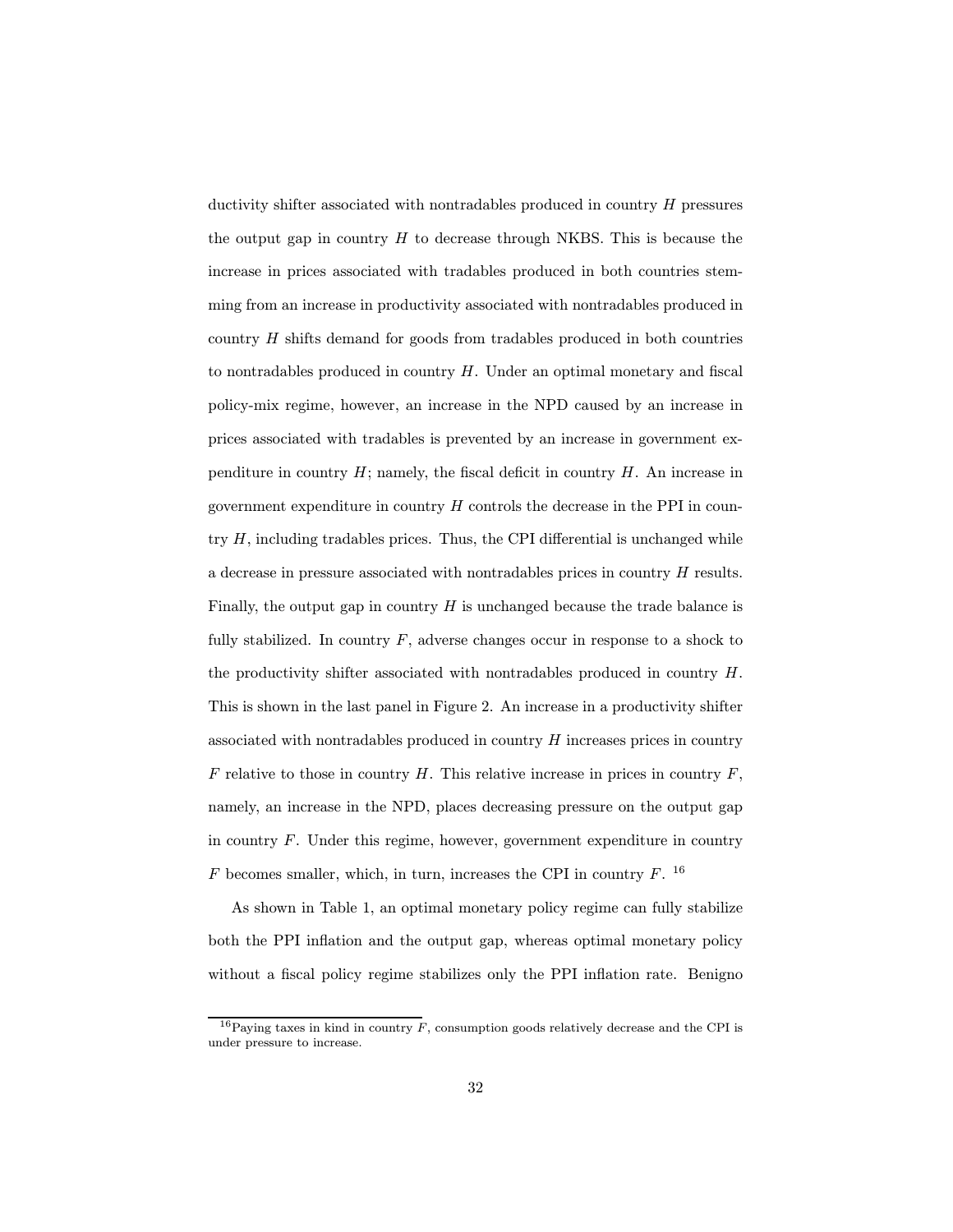ductivity shifter associated with nontradables produced in country $H$ pressures the output gap in country $H$ to decrease through NKBS. This is because the increase in prices associated with tradables produced in both countries stemming from an increase in productivity associated with nontradables produced in country $H$ shifts demand for goods from tradables produced in both countries to nontradables produced in country $H$. Under an optimal monetary and fiscal policy-mix regime, however, an increase in the NPD caused by an increase in prices associated with tradables is prevented by an increase in government expenditure in country $H$; namely, the fiscal deficit in country $H$. An increase in government expenditure in country $H$ controls the decrease in the PPI in country $H$, including tradables prices. Thus, the CPI differential is unchanged while a decrease in pressure associated with nontradables prices in country $H$ results. Finally, the output gap in country $H$ is unchanged because the trade balance is fully stabilized. In country $F$, adverse changes occur in response to a shock to the productivity shifter associated with nontradables produced in country $H$. This is shown in the last panel in Figure 2. An increase in a productivity shifter associated with nontradables produced in country $H$ increases prices in country $F$ relative to those in country $H$. This relative increase in prices in country $F$, namely, an increase in the NPD, places decreasing pressure on the output gap in country $F$. Under this regime, however, government expenditure in country $F$ becomes smaller, which, in turn, increases the CPI in country $F$. [16]

As shown in Table 1, an optimal monetary policy regime can fully stabilize both the PPI inflation and the output gap, whereas optimal monetary policy without a fiscal policy regime stabilizes only the PPI inflation rate. Benigno

[16] Paying taxes in kind in country $F$, consumption goods relatively decrease and the CPI is under pressure to increase.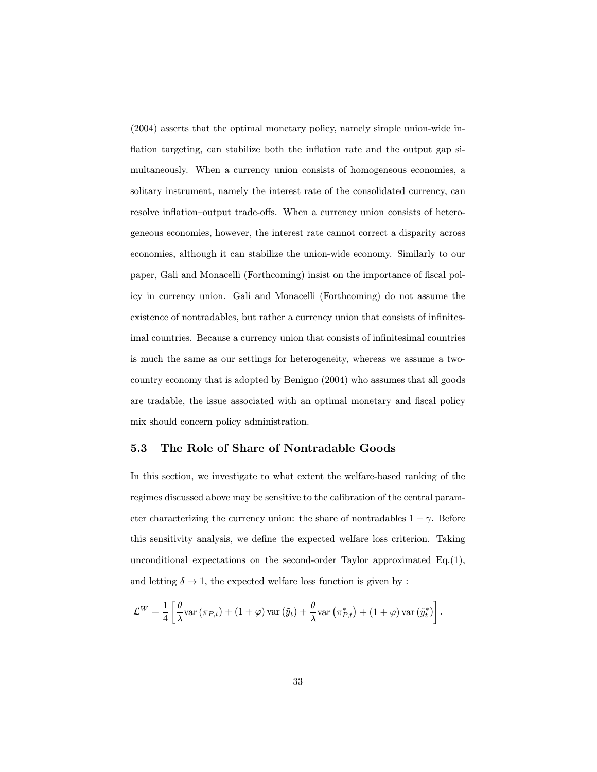(2004) asserts that the optimal monetary policy, namely simple union-wide inflation targeting, can stabilize both the inflation rate and the output gap simultaneously. When a currency union consists of homogeneous economies, a solitary instrument, namely the interest rate of the consolidated currency, can resolve inflation–output trade-offs. When a currency union consists of heterogeneous economies, however, the interest rate cannot correct a disparity across economies, although it can stabilize the union-wide economy. Similarly to our paper, Gali and Monacelli (Forthcoming) insist on the importance of fiscal policy in currency union. Gali and Monacelli (Forthcoming) do not assume the existence of nontradables, but rather a currency union that consists of infinitesimal countries. Because a currency union that consists of infinitesimal countries is much the same as our settings for heterogeneity, whereas we assume a two-country economy that is adopted by Benigno (2004) who assumes that all goods are tradable, the issue associated with an optimal monetary and fiscal policy mix should concern policy administration.

### 5.3 The Role of Share of Nontradable Goods

In this section, we investigate to what extent the welfare-based ranking of the regimes discussed above may be sensitive to the calibration of the central parameter characterizing the currency union: the share of nontradables $1-\gamma$. Before this sensitivity analysis, we define the expected welfare loss criterion. Taking unconditional expectations on the second-order Taylor approximated Eq.(1), and letting $\delta \to 1$, the expected welfare loss function is given by :

$$\mathcal{L}^W = \frac{1}{4}\left[\frac{\theta}{\lambda}\text{var}\left(\pi_{P,t}\right) + (1+\varphi)\,\text{var}\left(\tilde{y}_t\right) + \frac{\theta}{\lambda}\text{var}\left(\pi^*_{P,t}\right) + (1+\varphi)\,\text{var}\left(\tilde{y}^*_t\right)\right].$$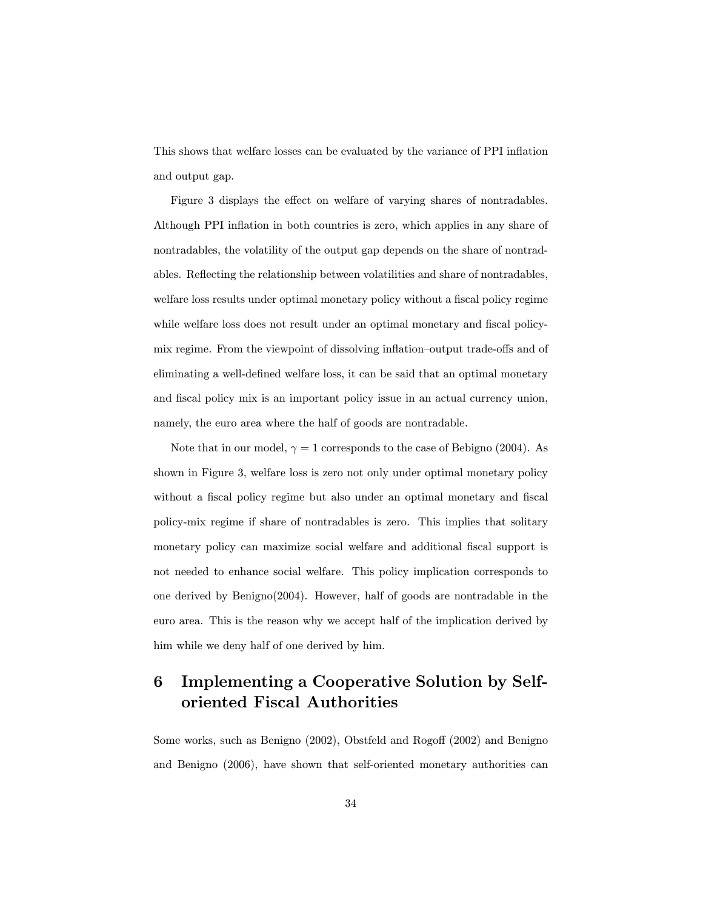This shows that welfare losses can be evaluated by the variance of PPI inflation and output gap.

Figure 3 displays the effect on welfare of varying shares of nontradables. Although PPI inflation in both countries is zero, which applies in any share of nontradables, the volatility of the output gap depends on the share of nontradables. Reflecting the relationship between volatilities and share of nontradables, welfare loss results under optimal monetary policy without a fiscal policy regime while welfare loss does not result under an optimal monetary and fiscal policy-mix regime. From the viewpoint of dissolving inflation–output trade-offs and of eliminating a well-defined welfare loss, it can be said that an optimal monetary and fiscal policy mix is an important policy issue in an actual currency union, namely, the euro area where the half of goods are nontradable.

Note that in our model, $\gamma = 1$ corresponds to the case of Bebigno (2004). As shown in Figure 3, welfare loss is zero not only under optimal monetary policy without a fiscal policy regime but also under an optimal monetary and fiscal policy-mix regime if share of nontradables is zero. This implies that solitary monetary policy can maximize social welfare and additional fiscal support is not needed to enhance social welfare. This policy implication corresponds to one derived by Benigno(2004). However, half of goods are nontradable in the euro area. This is the reason why we accept half of the implication derived by him while we deny half of one derived by him.

# 6 Implementing a Cooperative Solution by Self-oriented Fiscal Authorities

Some works, such as Benigno (2002), Obstfeld and Rogoff (2002) and Benigno and Benigno (2006), have shown that self-oriented monetary authorities can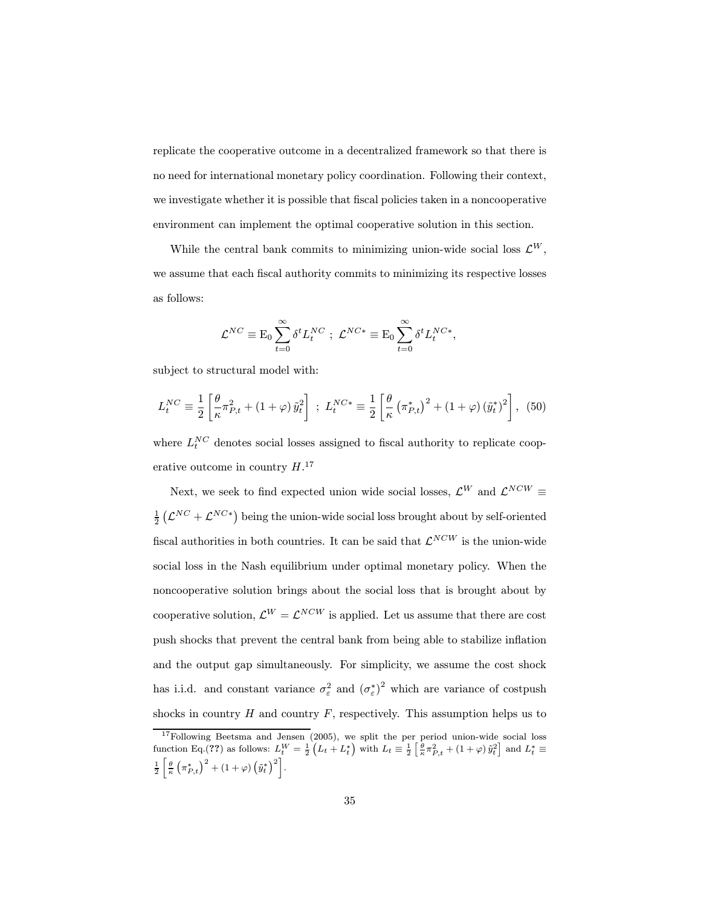replicate the cooperative outcome in a decentralized framework so that there is no need for international monetary policy coordination. Following their context, we investigate whether it is possible that fiscal policies taken in a noncooperative environment can implement the optimal cooperative solution in this section.

While the central bank commits to minimizing union-wide social loss $\mathcal{L}^W$, we assume that each fiscal authority commits to minimizing its respective losses as follows:

$$\mathcal{L}^{NC} \equiv \mathrm{E}_0 \sum_{t=0}^{\infty} \delta^t L_t^{NC} \ ; \ \mathcal{L}^{NC*} \equiv \mathrm{E}_0 \sum_{t=0}^{\infty} \delta^t L_t^{NC*},$$

subject to structural model with:

$$L_t^{NC} \equiv \frac{1}{2}\left[\frac{\theta}{\kappa}\pi_{P,t}^2 + (1+\varphi)\,\tilde{y}_t^2\right] \ ; \ L_t^{NC*} \equiv \frac{1}{2}\left[\frac{\theta}{\kappa}\left(\pi_{P,t}^*\right)^2 + (1+\varphi)\left(\tilde{y}_t^*\right)^2\right], \quad (50)$$

where $L_t^{NC}$ denotes social losses assigned to fiscal authority to replicate cooperative outcome in country $H$.[17]

Next, we seek to find expected union wide social losses, $\mathcal{L}^W$ and $\mathcal{L}^{NCW} \equiv \frac{1}{2}\left(\mathcal{L}^{NC} + \mathcal{L}^{NC*}\right)$ being the union-wide social loss brought about by self-oriented fiscal authorities in both countries. It can be said that $\mathcal{L}^{NCW}$ is the union-wide social loss in the Nash equilibrium under optimal monetary policy. When the noncooperative solution brings about the social loss that is brought about by cooperative solution, $\mathcal{L}^W = \mathcal{L}^{NCW}$ is applied. Let us assume that there are cost push shocks that prevent the central bank from being able to stabilize inflation and the output gap simultaneously. For simplicity, we assume the cost shock has i.i.d. and constant variance $\sigma_\varepsilon^2$ and $\left(\sigma_\varepsilon^*\right)^2$ which are variance of costpush shocks in country $H$ and country $F$, respectively. This assumption helps us to

[17] Following Beetsma and Jensen (2005), we split the per period union-wide social loss function Eq.(??) as follows: $L_t^W = \frac{1}{2}\left(L_t + L_t^*\right)$ with $L_t \equiv \frac{1}{2}\left[\frac{\theta}{\kappa}\pi_{P,t}^2 + (1+\varphi)\,\tilde{y}_t^2\right]$ and $L_t^* \equiv \frac{1}{2}\left[\frac{\theta}{\kappa}\left(\pi_{P,t}^*\right)^2 + (1+\varphi)\left(\tilde{y}_t^*\right)^2\right]$.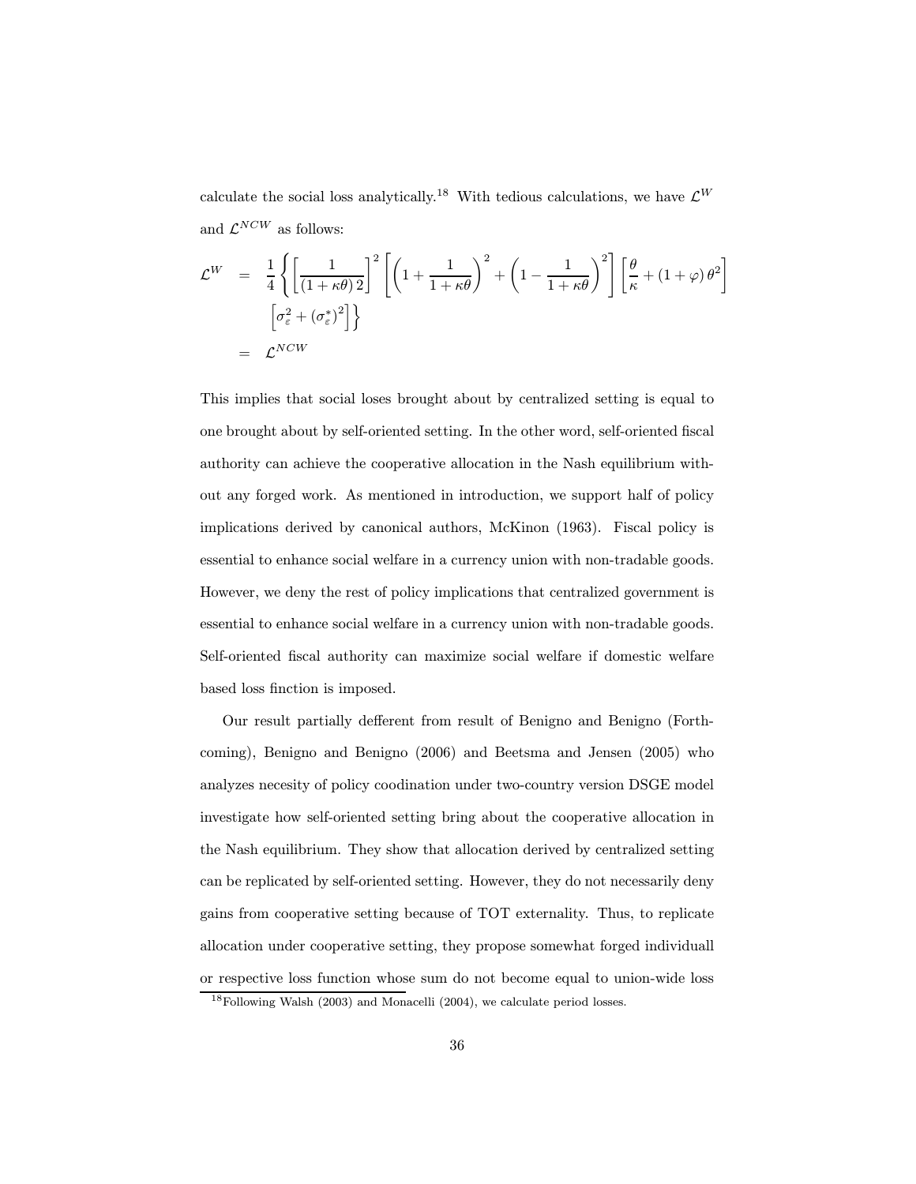calculate the social loss analytically.[18] With tedious calculations, we have $\mathcal{L}^W$ and $\mathcal{L}^{NCW}$ as follows:

$$
\begin{aligned}
\mathcal{L}^W &= \frac{1}{4}\left\{\left[\frac{1}{(1+\kappa\theta)\,2}\right]^2\left[\left(1+\frac{1}{1+\kappa\theta}\right)^2+\left(1-\frac{1}{1+\kappa\theta}\right)^2\right]\left[\frac{\theta}{\kappa}+(1+\varphi)\,\theta^2\right]\right. \\
&\qquad \left.\left[\sigma_\varepsilon^2+(\sigma_\varepsilon^*)^2\right]\right\} \\
&= \mathcal{L}^{NCW}
\end{aligned}
$$

This implies that social loses brought about by centralized setting is equal to one brought about by self-oriented setting. In the other word, self-oriented fiscal authority can achieve the cooperative allocation in the Nash equilibrium without any forged work. As mentioned in introduction, we support half of policy implications derived by canonical authors, McKinon (1963). Fiscal policy is essential to enhance social welfare in a currency union with non-tradable goods. However, we deny the rest of policy implications that centralized government is essential to enhance social welfare in a currency union with non-tradable goods. Self-oriented fiscal authority can maximize social welfare if domestic welfare based loss finction is imposed.

Our result partially defferent from result of Benigno and Benigno (Forthcoming), Benigno and Benigno (2006) and Beetsma and Jensen (2005) who analyzes necesity of policy coodination under two-country version DSGE model investigate how self-oriented setting bring about the cooperative allocation in the Nash equilibrium. They show that allocation derived by centralized setting can be replicated by self-oriented setting. However, they do not necessarily deny gains from cooperative setting because of TOT externality. Thus, to replicate allocation under cooperative setting, they propose somewhat forged individuall or respective loss function whose sum do not become equal to union-wide loss

[18] Following Walsh (2003) and Monacelli (2004), we calculate period losses.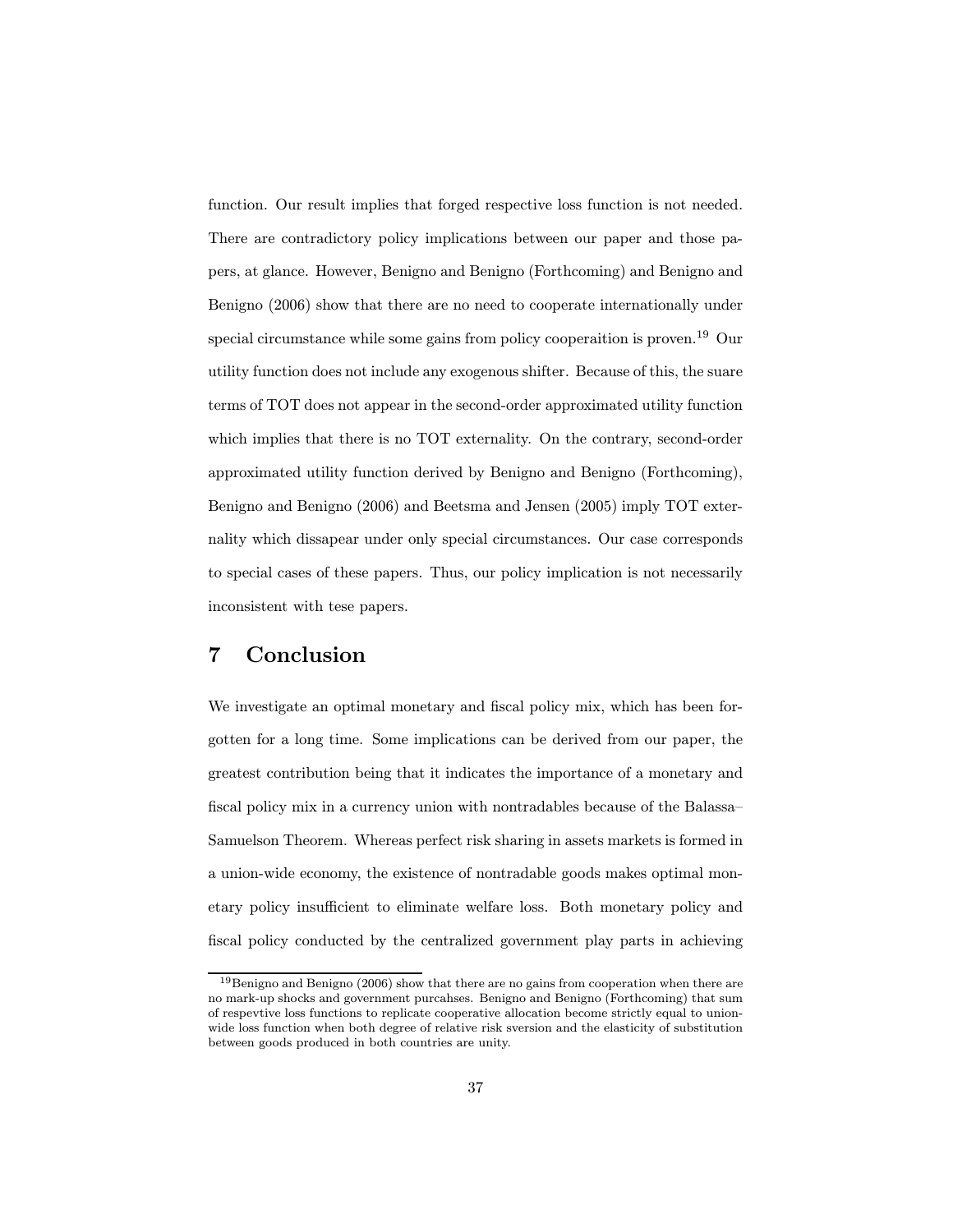function. Our result implies that forged respective loss function is not needed. There are contradictory policy implications between our paper and those papers, at glance. However, Benigno and Benigno (Forthcoming) and Benigno and Benigno (2006) show that there are no need to cooperate internationally under special circumstance while some gains from policy cooperaition is proven.[19] Our utility function does not include any exogenous shifter. Because of this, the suare terms of TOT does not appear in the second-order approximated utility function which implies that there is no TOT externality. On the contrary, second-order approximated utility function derived by Benigno and Benigno (Forthcoming), Benigno and Benigno (2006) and Beetsma and Jensen (2005) imply TOT externality which dissapear under only special circumstances. Our case corresponds to special cases of these papers. Thus, our policy implication is not necessarily inconsistent with tese papers.

## 7 Conclusion

We investigate an optimal monetary and fiscal policy mix, which has been forgotten for a long time. Some implications can be derived from our paper, the greatest contribution being that it indicates the importance of a monetary and fiscal policy mix in a currency union with nontradables because of the Balassa–Samuelson Theorem. Whereas perfect risk sharing in assets markets is formed in a union-wide economy, the existence of nontradable goods makes optimal monetary policy insufficient to eliminate welfare loss. Both monetary policy and fiscal policy conducted by the centralized government play parts in achieving

[19] Benigno and Benigno (2006) show that there are no gains from cooperation when there are no mark-up shocks and government purcahses. Benigno and Benigno (Forthcoming) that sum of respevtive loss functions to replicate cooperative allocation become strictly equal to union-wide loss function when both degree of relative risk sversion and the elasticity of substitution between goods produced in both countries are unity.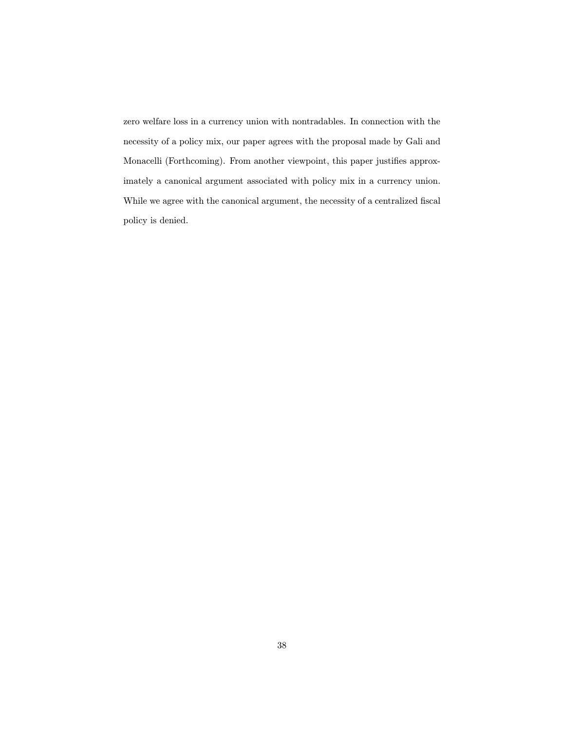zero welfare loss in a currency union with nontradables. In connection with the necessity of a policy mix, our paper agrees with the proposal made by Gali and Monacelli (Forthcoming). From another viewpoint, this paper justifies approximately a canonical argument associated with policy mix in a currency union. While we agree with the canonical argument, the necessity of a centralized fiscal policy is denied.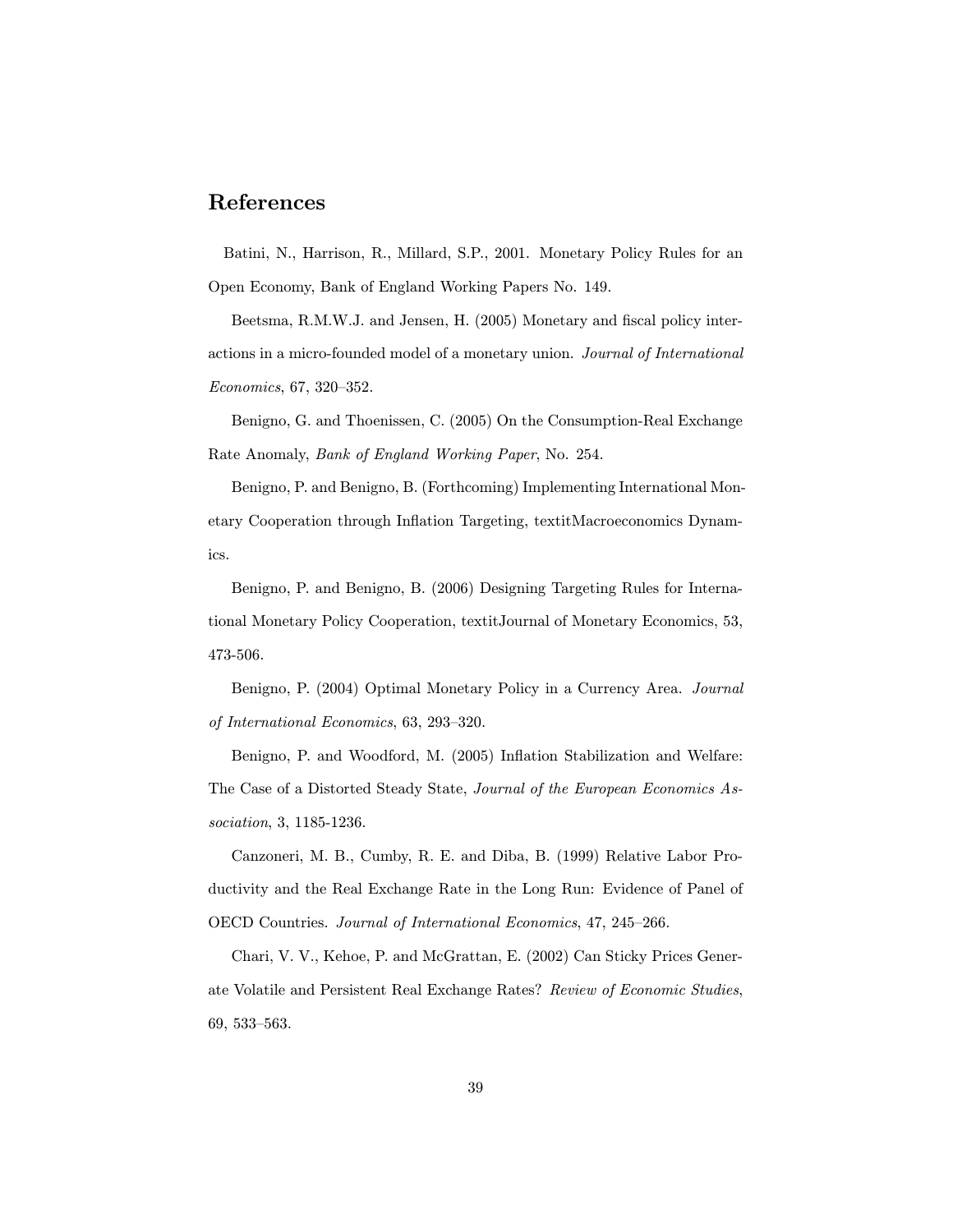## References

Batini, N., Harrison, R., Millard, S.P., 2001. Monetary Policy Rules for an Open Economy, Bank of England Working Papers No. 149.

Beetsma, R.M.W.J. and Jensen, H. (2005) Monetary and fiscal policy interactions in a micro-founded model of a monetary union. *Journal of International Economics*, 67, 320–352.

Benigno, G. and Thoenissen, C. (2005) On the Consumption-Real Exchange Rate Anomaly, *Bank of England Working Paper*, No. 254.

Benigno, P. and Benigno, B. (Forthcoming) Implementing International Monetary Cooperation through Inflation Targeting, textitMacroeconomics Dynamics.

Benigno, P. and Benigno, B. (2006) Designing Targeting Rules for International Monetary Policy Cooperation, textitJournal of Monetary Economics, 53, 473-506.

Benigno, P. (2004) Optimal Monetary Policy in a Currency Area. *Journal of International Economics*, 63, 293–320.

Benigno, P. and Woodford, M. (2005) Inflation Stabilization and Welfare: The Case of a Distorted Steady State, *Journal of the European Economics Association*, 3, 1185-1236.

Canzoneri, M. B., Cumby, R. E. and Diba, B. (1999) Relative Labor Productivity and the Real Exchange Rate in the Long Run: Evidence of Panel of OECD Countries. *Journal of International Economics*, 47, 245–266.

Chari, V. V., Kehoe, P. and McGrattan, E. (2002) Can Sticky Prices Generate Volatile and Persistent Real Exchange Rates? *Review of Economic Studies*, 69, 533–563.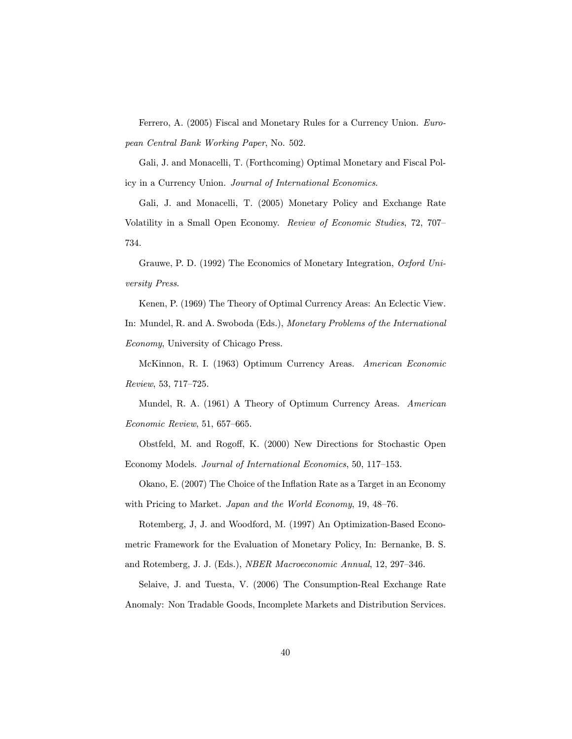Ferrero, A. (2005) Fiscal and Monetary Rules for a Currency Union. *European Central Bank Working Paper*, No. 502.

Gali, J. and Monacelli, T. (Forthcoming) Optimal Monetary and Fiscal Policy in a Currency Union. *Journal of International Economics*.

Gali, J. and Monacelli, T. (2005) Monetary Policy and Exchange Rate Volatility in a Small Open Economy. *Review of Economic Studies*, 72, 707–734.

Grauwe, P. D. (1992) The Economics of Monetary Integration, *Oxford University Press*.

Kenen, P. (1969) The Theory of Optimal Currency Areas: An Eclectic View. In: Mundel, R. and A. Swoboda (Eds.), *Monetary Problems of the International Economy*, University of Chicago Press.

McKinnon, R. I. (1963) Optimum Currency Areas. *American Economic Review*, 53, 717–725.

Mundel, R. A. (1961) A Theory of Optimum Currency Areas. *American Economic Review*, 51, 657–665.

Obstfeld, M. and Rogoff, K. (2000) New Directions for Stochastic Open Economy Models. *Journal of International Economics*, 50, 117–153.

Okano, E. (2007) The Choice of the Inflation Rate as a Target in an Economy with Pricing to Market. *Japan and the World Economy*, 19, 48–76.

Rotemberg, J, J. and Woodford, M. (1997) An Optimization-Based Econometric Framework for the Evaluation of Monetary Policy, In: Bernanke, B. S. and Rotemberg, J. J. (Eds.), *NBER Macroeconomic Annual*, 12, 297–346.

Selaive, J. and Tuesta, V. (2006) The Consumption-Real Exchange Rate Anomaly: Non Tradable Goods, Incomplete Markets and Distribution Services.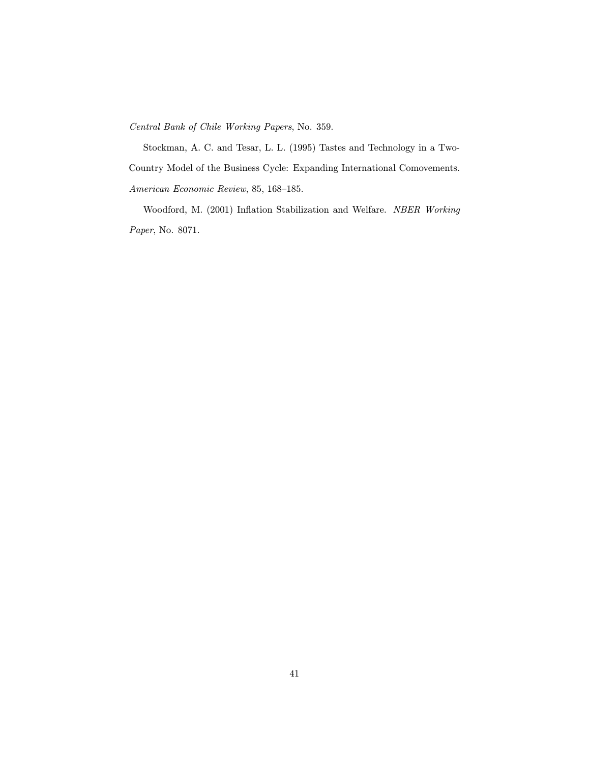*Central Bank of Chile Working Papers*, No. 359.

Stockman, A. C. and Tesar, L. L. (1995) Tastes and Technology in a Two-Country Model of the Business Cycle: Expanding International Comovements. *American Economic Review*, 85, 168–185.

Woodford, M. (2001) Inflation Stabilization and Welfare. *NBER Working Paper*, No. 8071.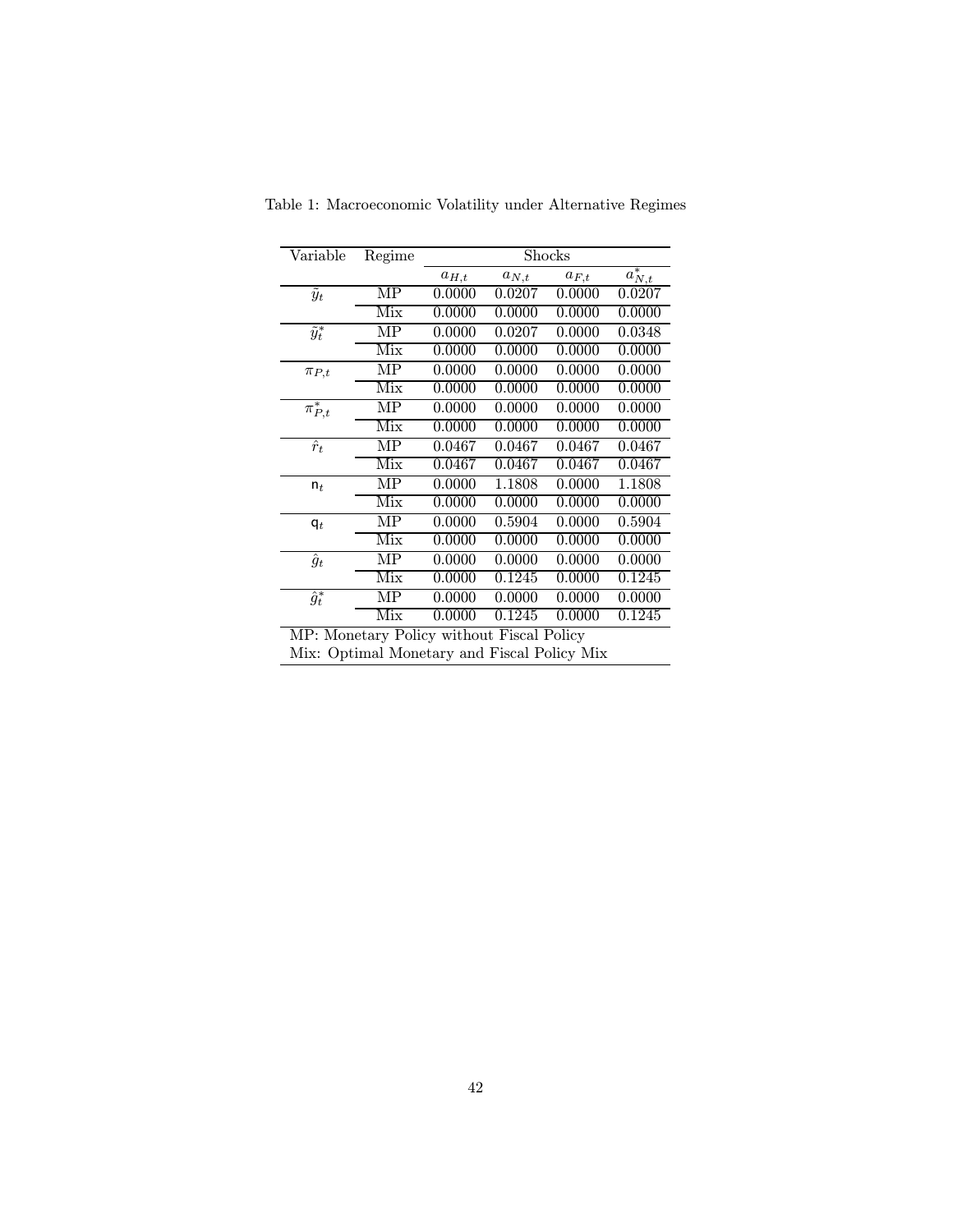Table 1: Macroeconomic Volatility under Alternative Regimes

| Variable | Regime | Shocks | | | |
|---|---|---|---|---|---|
| | | $a_{H,t}$ | $a_{N,t}$ | $a_{F,t}$ | $a^*_{N,t}$ |
| $\tilde{y}_t$ | MP | 0.0000 | 0.0207 | 0.0000 | 0.0207 |
| | Mix | 0.0000 | 0.0000 | 0.0000 | 0.0000 |
| $\tilde{y}^*_t$ | MP | 0.0000 | 0.0207 | 0.0000 | 0.0348 |
| | Mix | 0.0000 | 0.0000 | 0.0000 | 0.0000 |
| $\pi_{P,t}$ | MP | 0.0000 | 0.0000 | 0.0000 | 0.0000 |
| | Mix | 0.0000 | 0.0000 | 0.0000 | 0.0000 |
| $\pi^*_{P,t}$ | MP | 0.0000 | 0.0000 | 0.0000 | 0.0000 |
| | Mix | 0.0000 | 0.0000 | 0.0000 | 0.0000 |
| $\hat{r}_t$ | MP | 0.0467 | 0.0467 | 0.0467 | 0.0467 |
| | Mix | 0.0467 | 0.0467 | 0.0467 | 0.0467 |
| $\mathsf{n}_t$ | MP | 0.0000 | 1.1808 | 0.0000 | 1.1808 |
| | Mix | 0.0000 | 0.0000 | 0.0000 | 0.0000 |
| $\mathsf{q}_t$ | MP | 0.0000 | 0.5904 | 0.0000 | 0.5904 |
| | Mix | 0.0000 | 0.0000 | 0.0000 | 0.0000 |
| $\hat{g}_t$ | MP | 0.0000 | 0.0000 | 0.0000 | 0.0000 |
| | Mix | 0.0000 | 0.1245 | 0.0000 | 0.1245 |
| $\hat{g}^*_t$ | MP | 0.0000 | 0.0000 | 0.0000 | 0.0000 |
| | Mix | 0.0000 | 0.1245 | 0.0000 | 0.1245 |

MP: Monetary Policy without Fiscal Policy
Mix: Optimal Monetary and Fiscal Policy Mix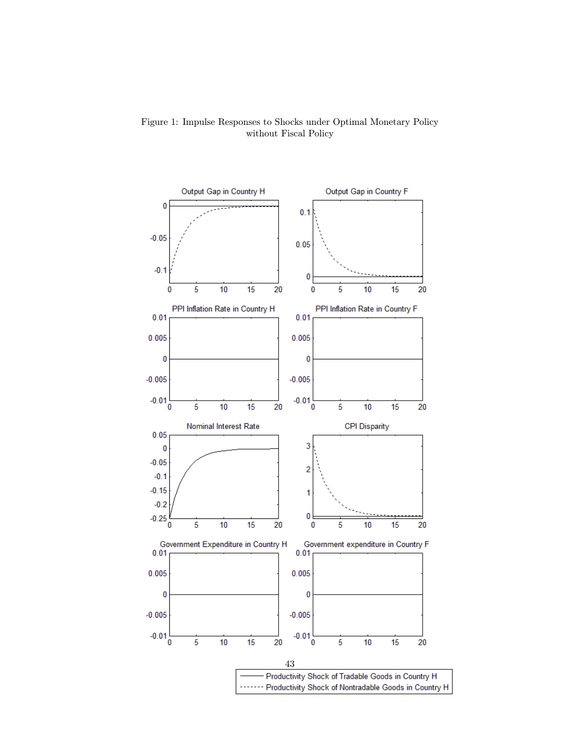Figure 1: Impulse Responses to Shocks under Optimal Monetary Policy without Fiscal Policy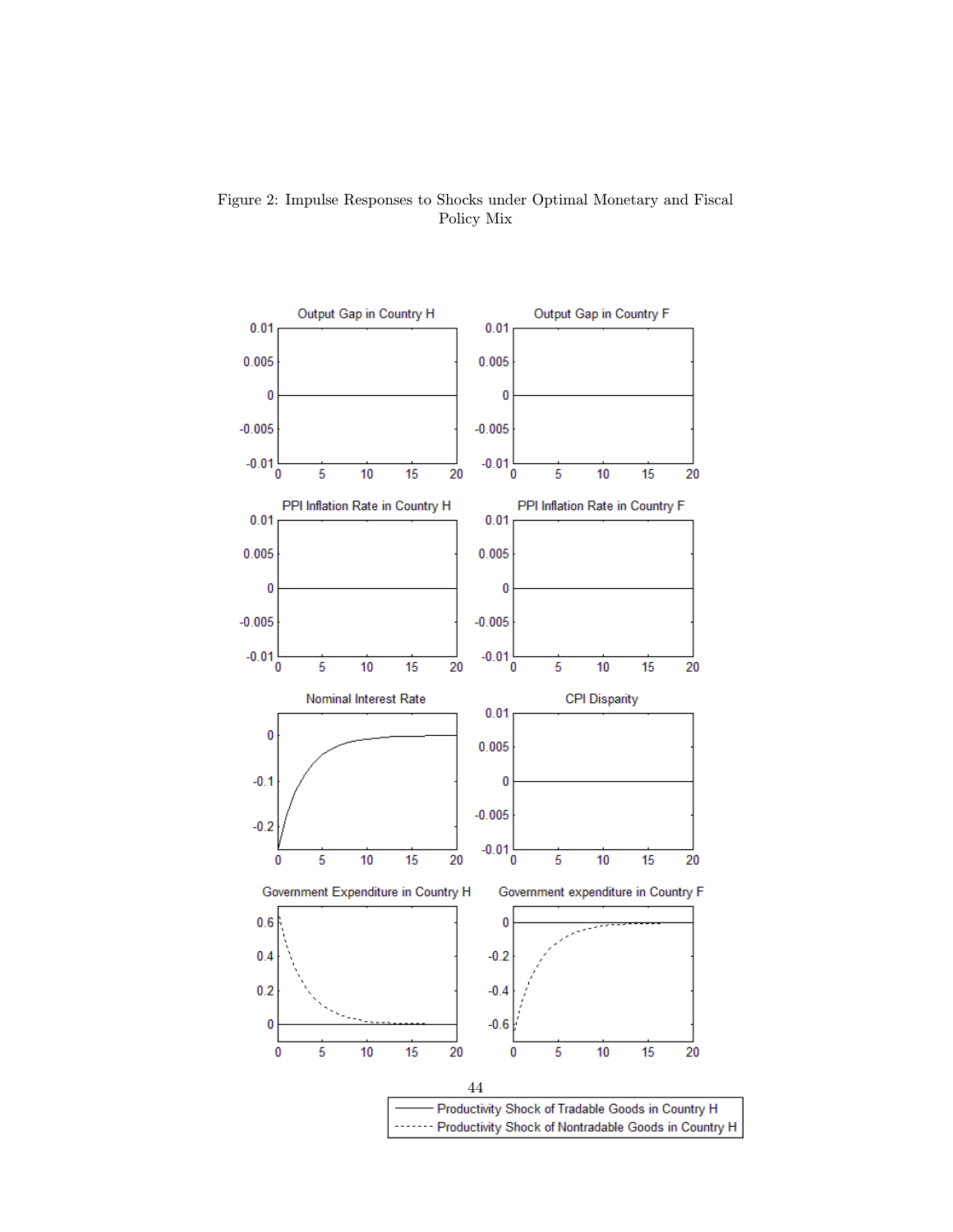Figure 2: Impulse Responses to Shocks under Optimal Monetary and Fiscal Policy Mix

Output Gap in Country H

Output Gap in Country F

PPI Inflation Rate in Country H

PPI Inflation Rate in Country F

Nominal Interest Rate

CPI Disparity

Government Expenditure in Country H

Government expenditure in Country F

—— Productivity Shock of Tradable Goods in Country H

------ Productivity Shock of Nontradable Goods in Country H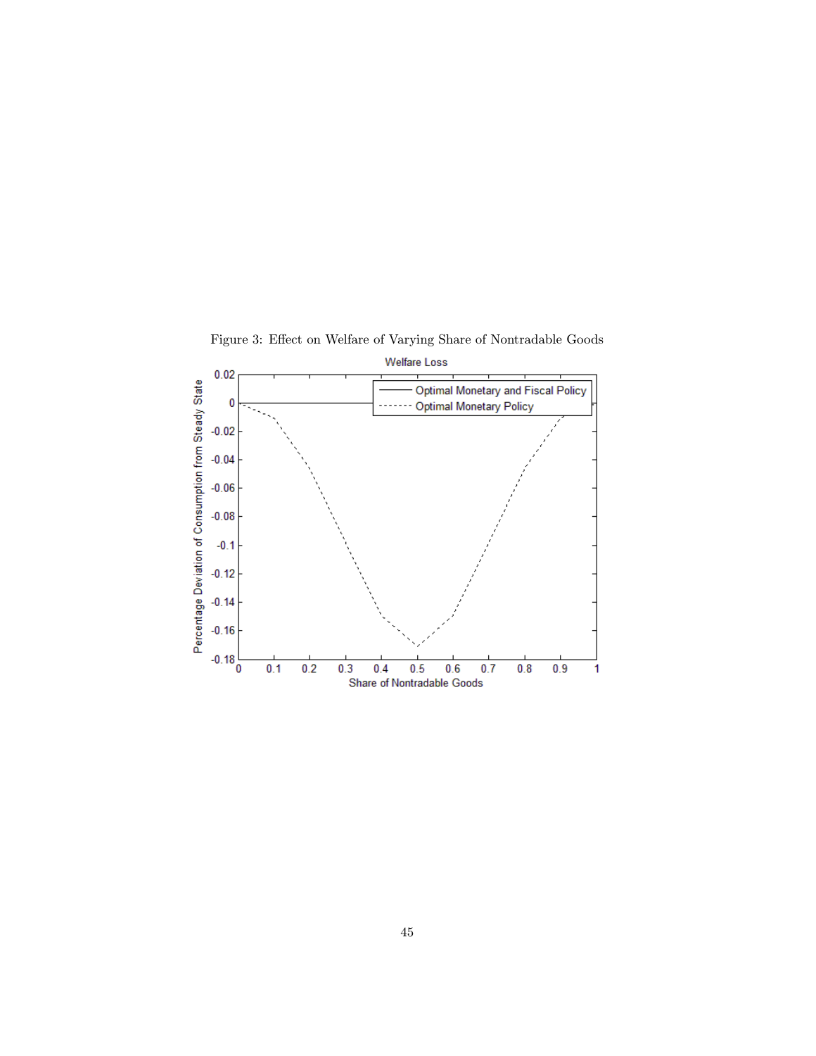Figure 3: Effect on Welfare of Varying Share of Nontradable Goods

Welfare Loss

Percentage Deviation of Consumption from Steady State

0.02
0
-0.02
-0.04
-0.06
-0.08
-0.1
-0.12
-0.14
-0.16
-0.18

0 0.1 0.2 0.3 0.4 0.5 0.6 0.7 0.8 0.9 1

Share of Nontradable Goods

Optimal Monetary and Fiscal Policy

Optimal Monetary Policy